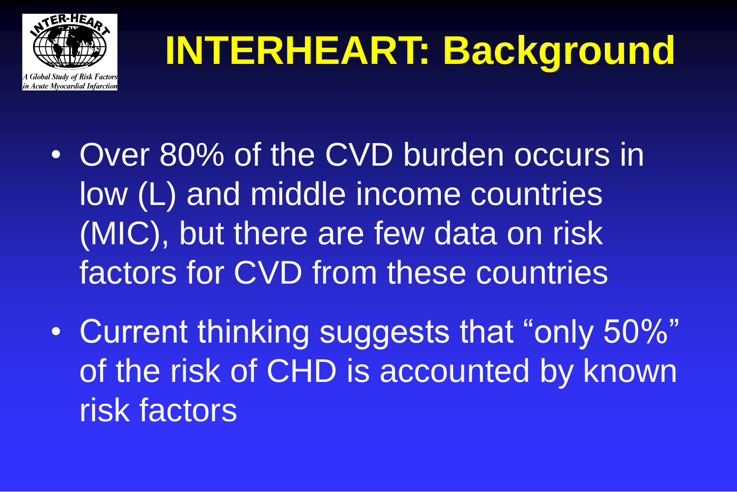# INTERHEART: Background

- Over 80% of the CVD burden occurs in low (L) and middle income countries (MIC), but there are few data on risk factors for CVD from these countries
- Current thinking suggests that “only 50%” of the risk of CHD is accounted by known risk factors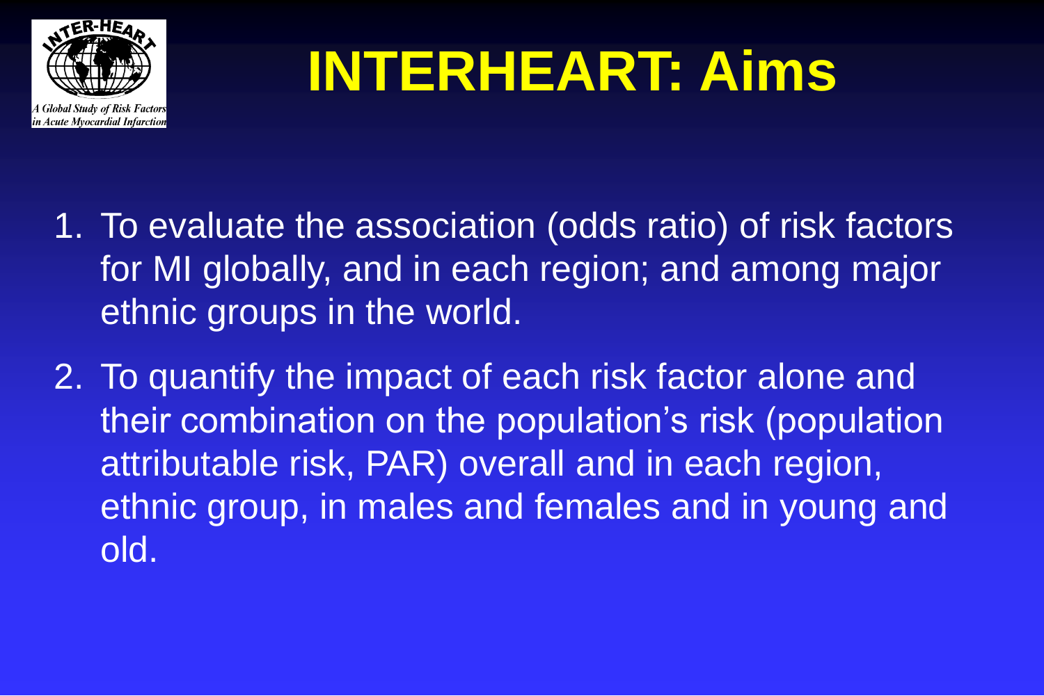# INTERHEART: Aims

1. To evaluate the association (odds ratio) of risk factors for MI globally, and in each region; and among major ethnic groups in the world.
2. To quantify the impact of each risk factor alone and their combination on the population's risk (population attributable risk, PAR) overall and in each region, ethnic group, in males and females and in young and old.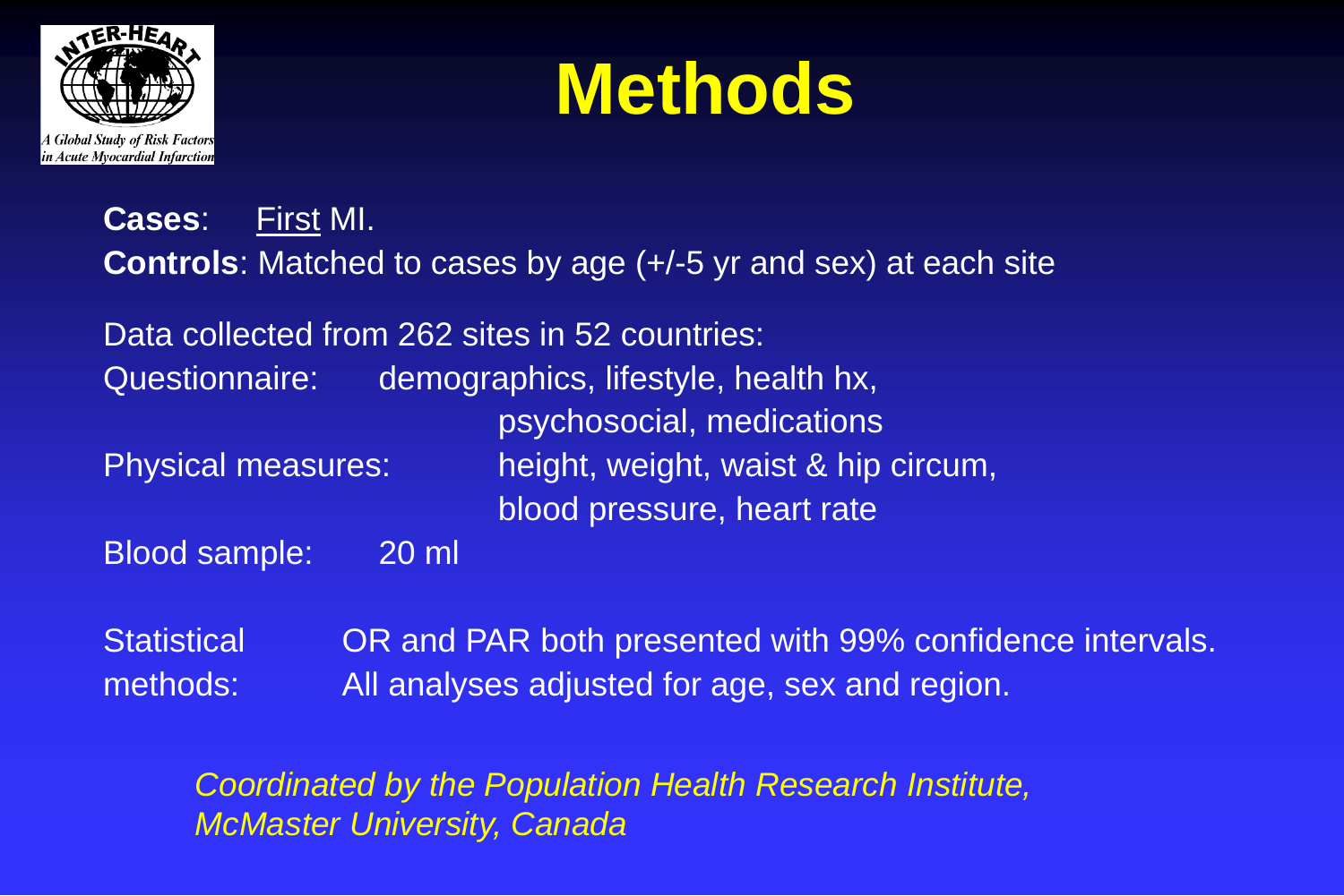# Methods

**Cases**: First MI.

**Controls**: Matched to cases by age (+/-5 yr and sex) at each site

Data collected from 262 sites in 52 countries:

Questionnaire: demographics, lifestyle, health hx, psychosocial, medications

Physical measures: height, weight, waist & hip circum, blood pressure, heart rate

Blood sample: 20 ml

Statistical methods: OR and PAR both presented with 99% confidence intervals. All analyses adjusted for age, sex and region.

*Coordinated by the Population Health Research Institute, McMaster University, Canada*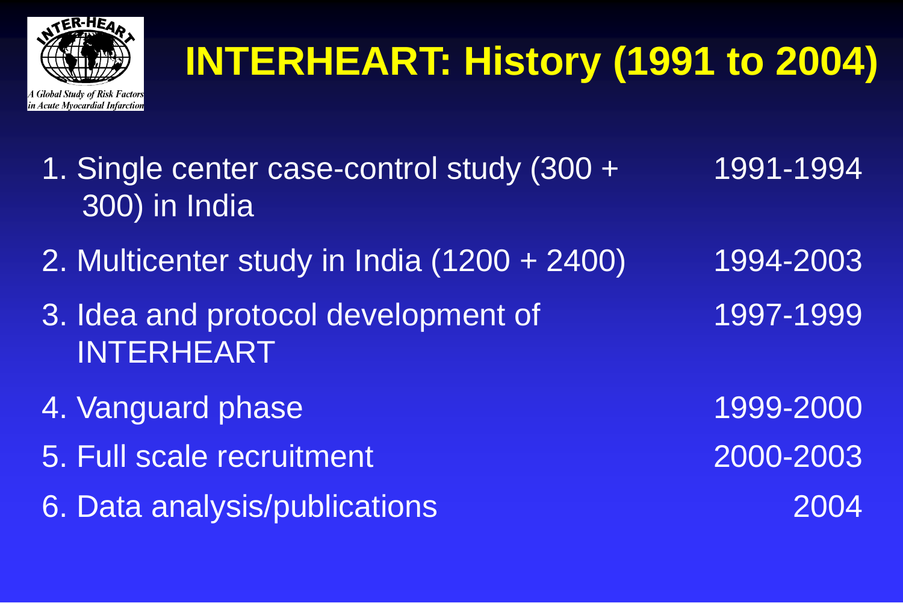# INTERHEART: History (1991 to 2004)

| | |
|---|---|
| 1. Single center case-control study (300 + 300) in India | 1991-1994 |
| 2. Multicenter study in India (1200 + 2400) | 1994-2003 |
| 3. Idea and protocol development of INTERHEART | 1997-1999 |
| 4. Vanguard phase | 1999-2000 |
| 5. Full scale recruitment | 2000-2003 |
| 6. Data analysis/publications | 2004 |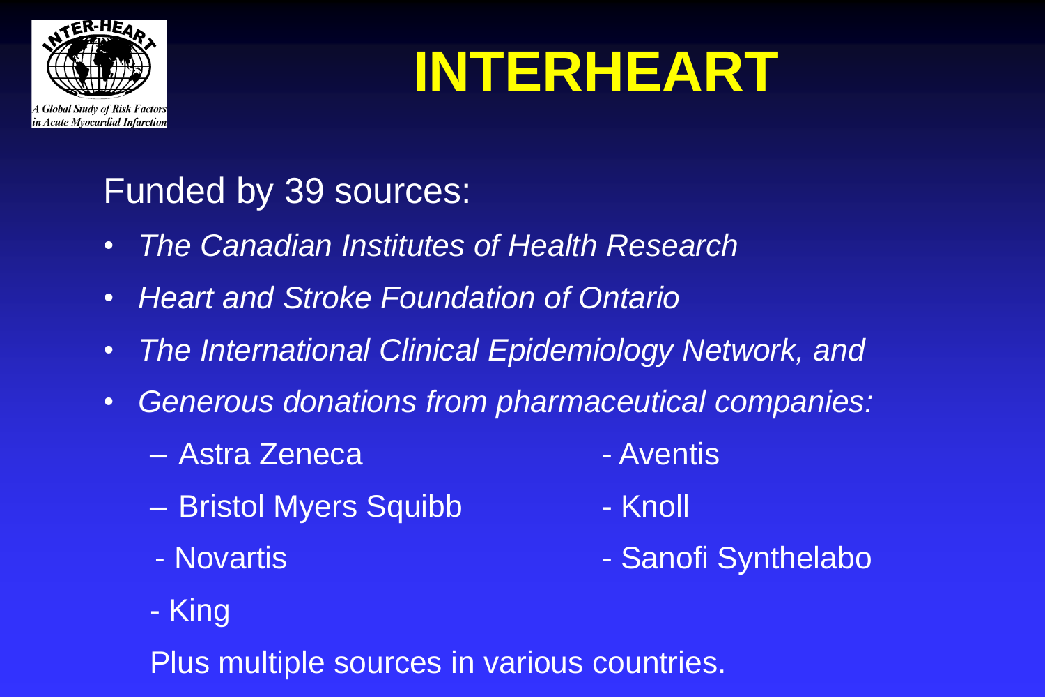# INTERHEART

Funded by 39 sources:

- *The Canadian Institutes of Health Research*
- *Heart and Stroke Foundation of Ontario*
- *The International Clinical Epidemiology Network, and*
- *Generous donations from pharmaceutical companies:*
  - Astra Zeneca
  - Aventis
  - Bristol Myers Squibb
  - Knoll
  - Novartis
  - Sanofi Synthelabo
  - King

Plus multiple sources in various countries.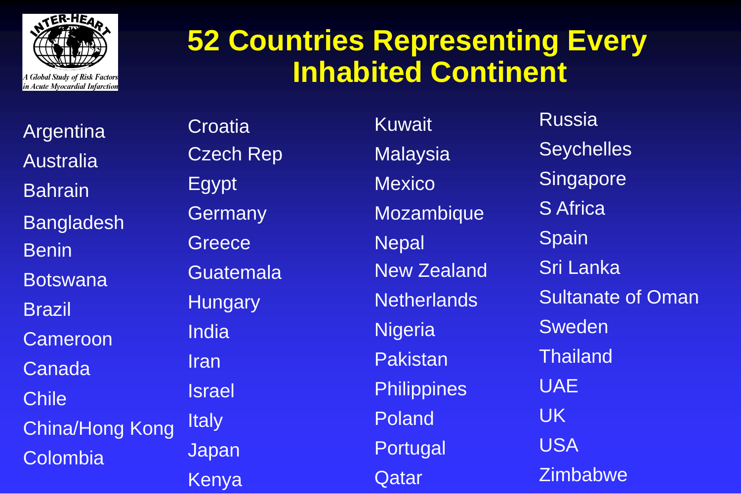# 52 Countries Representing Every Inhabited Continent

INTER-HEART: A Global Study of Risk Factors in Acute Myocardial Infarction

- Argentina
- Australia
- Bahrain
- Bangladesh
- Benin
- Botswana
- Brazil
- Cameroon
- Canada
- Chile
- China/Hong Kong
- Colombia
- Croatia
- Czech Rep
- Egypt
- Germany
- Greece
- Guatemala
- Hungary
- India
- Iran
- Israel
- Italy
- Japan
- Kenya
- Kuwait
- Malaysia
- Mexico
- Mozambique
- Nepal
- New Zealand
- Netherlands
- Nigeria
- Pakistan
- Philippines
- Poland
- Portugal
- Qatar
- Russia
- Seychelles
- Singapore
- S Africa
- Spain
- Sri Lanka
- Sultanate of Oman
- Sweden
- Thailand
- UAE
- UK
- USA
- Zimbabwe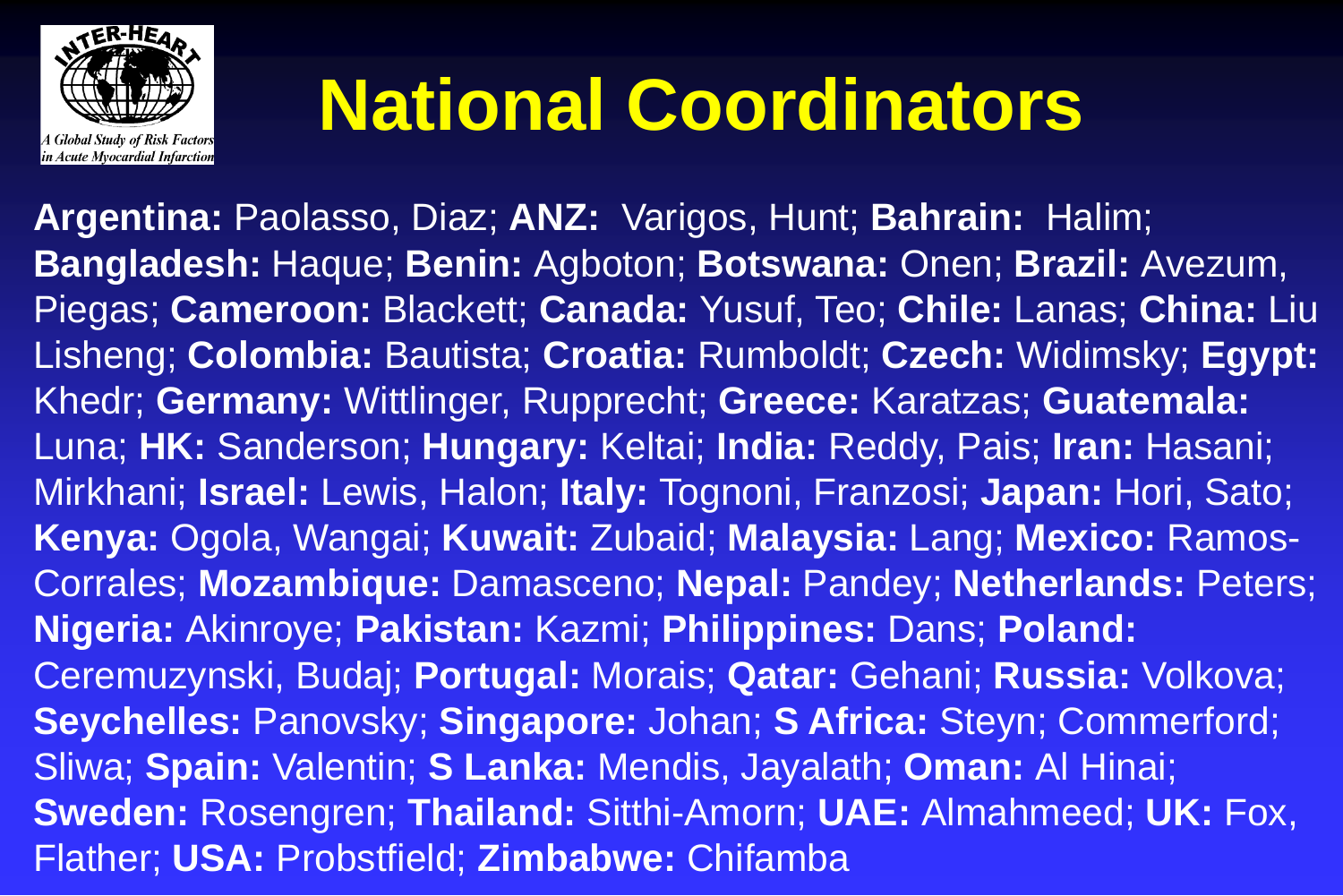# National Coordinators

**Argentina:** Paolasso, Diaz; **ANZ:** Varigos, Hunt; **Bahrain:** Halim; **Bangladesh:** Haque; **Benin:** Agboton; **Botswana:** Onen; **Brazil:** Avezum, Piegas; **Cameroon:** Blackett; **Canada:** Yusuf, Teo; **Chile:** Lanas; **China:** Liu Lisheng; **Colombia:** Bautista; **Croatia:** Rumboldt; **Czech:** Widimsky; **Egypt:** Khedr; **Germany:** Wittlinger, Rupprecht; **Greece:** Karatzas; **Guatemala:** Luna; **HK:** Sanderson; **Hungary:** Keltai; **India:** Reddy, Pais; **Iran:** Hasani; Mirkhani; **Israel:** Lewis, Halon; **Italy:** Tognoni, Franzosi; **Japan:** Hori, Sato; **Kenya:** Ogola, Wangai; **Kuwait:** Zubaid; **Malaysia:** Lang; **Mexico:** Ramos-Corrales; **Mozambique:** Damasceno; **Nepal:** Pandey; **Netherlands:** Peters; **Nigeria:** Akinroye; **Pakistan:** Kazmi; **Philippines:** Dans; **Poland:** Ceremuzynski, Budaj; **Portugal:** Morais; **Qatar:** Gehani; **Russia:** Volkova; **Seychelles:** Panovsky; **Singapore:** Johan; **S Africa:** Steyn; Commerford; Sliwa; **Spain:** Valentin; **S Lanka:** Mendis, Jayalath; **Oman:** Al Hinai; **Sweden:** Rosengren; **Thailand:** Sitthi-Amorn; **UAE:** Almahmeed; **UK:** Fox, Flather; **USA:** Probstfield; **Zimbabwe:** Chifamba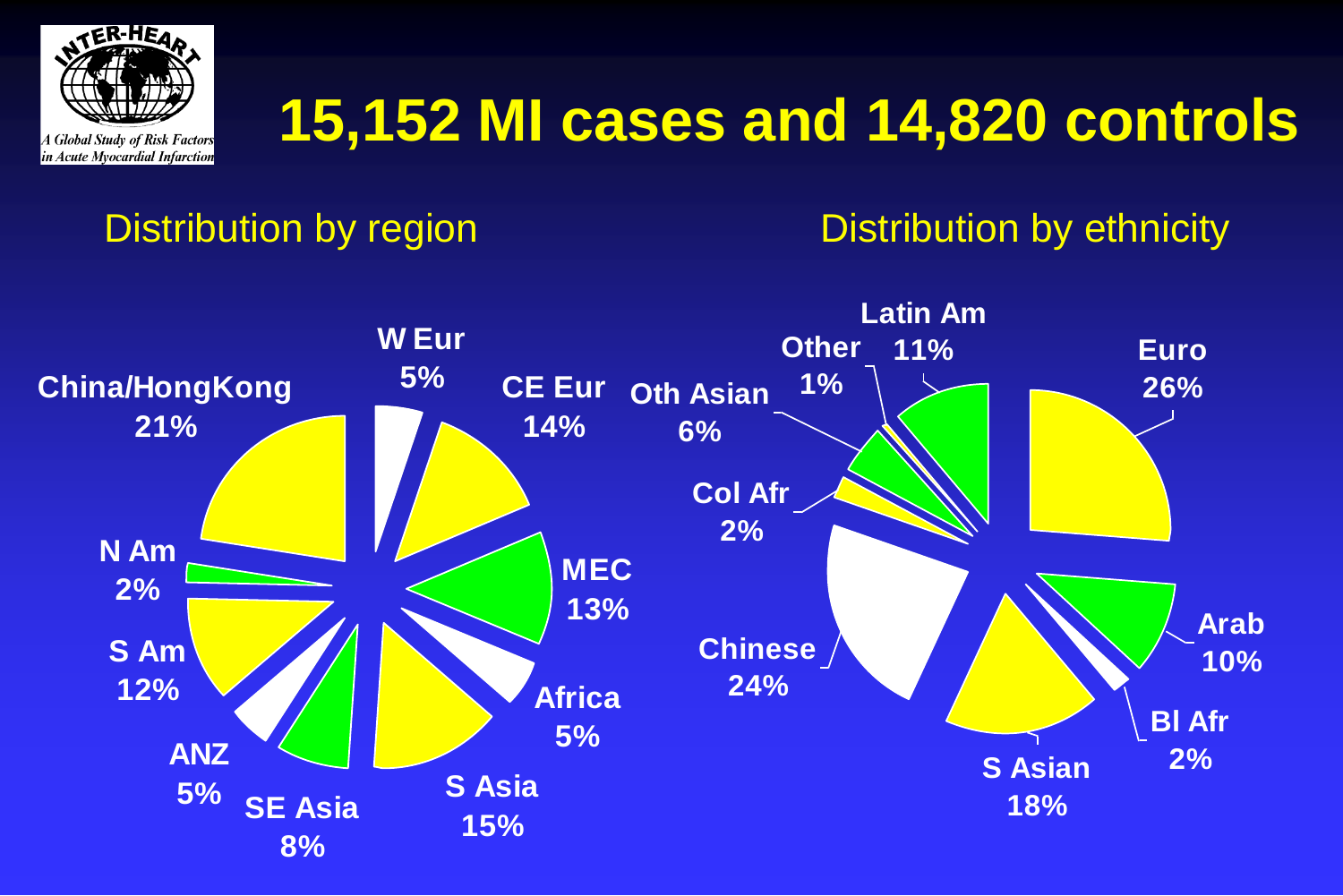# 15,152 MI cases and 14,820 controls

## Distribution by region

| Region | % |
|---|---|
| W Eur | 5% |
| CE Eur | 14% |
| MEC | 13% |
| Africa | 5% |
| S Asia | 15% |
| SE Asia | 8% |
| ANZ | 5% |
| S Am | 12% |
| N Am | 2% |
| China/HongKong | 21% |

## Distribution by ethnicity

| Ethnicity | % |
|---|---|
| Euro | 26% |
| Arab | 10% |
| Bl Afr | 2% |
| S Asian | 18% |
| Chinese | 24% |
| Col Afr | 2% |
| Oth Asian | 6% |
| Other | 1% |
| Latin Am | 11% |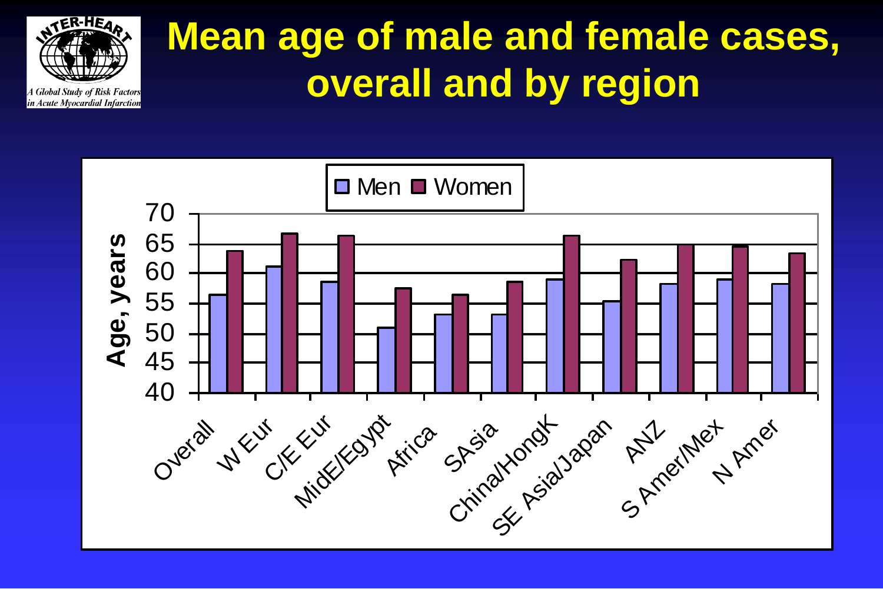# Mean age of male and female cases, overall and by region

*A Global Study of Risk Factors in Acute Myocardial Infarction*

Men ■ Women

Age, years

70
65
60
55
50
45
40

Overall, W Eur, C/E Eur, MidE/Egypt, Africa, SAsia, China/HongK, SE Asia/Japan, ANZ, S Amer/Mex, N Amer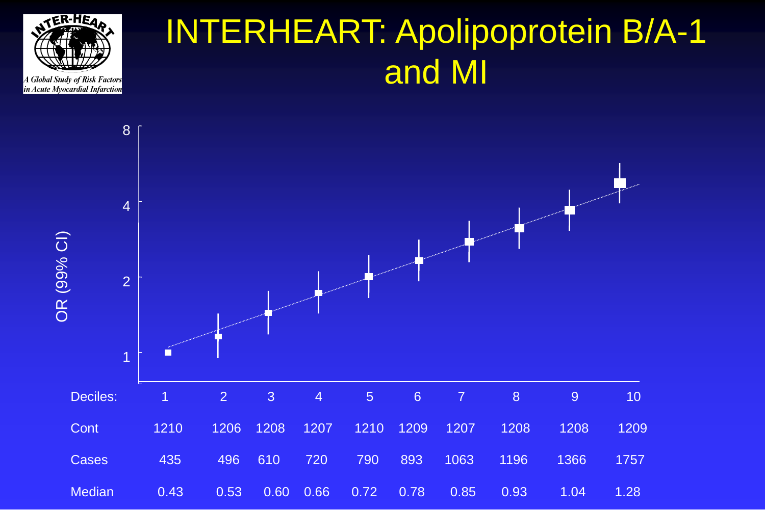# INTERHEART: Apolipoprotein B/A-1 and MI

| Deciles: | 1 | 2 | 3 | 4 | 5 | 6 | 7 | 8 | 9 | 10 |
|---|---|---|---|---|---|---|---|---|---|---|
| Cont | 1210 | 1206 | 1208 | 1207 | 1210 | 1209 | 1207 | 1208 | 1208 | 1209 |
| Cases | 435 | 496 | 610 | 720 | 790 | 893 | 1063 | 1196 | 1366 | 1757 |
| Median | 0.43 | 0.53 | 0.60 | 0.66 | 0.72 | 0.78 | 0.85 | 0.93 | 1.04 | 1.28 |

OR (99% CI)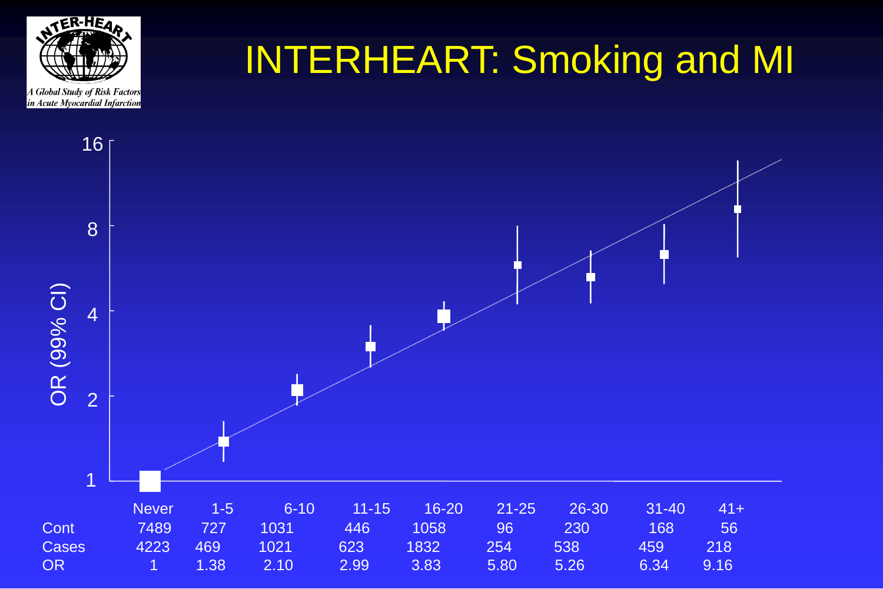# INTERHEART: Smoking and MI

| | Never | 1-5 | 6-10 | 11-15 | 16-20 | 21-25 | 26-30 | 31-40 | 41+ |
|---|---|---|---|---|---|---|---|---|---|
| Cont | 7489 | 727 | 1031 | 446 | 1058 | 96 | 230 | 168 | 56 |
| Cases | 4223 | 469 | 1021 | 623 | 1832 | 254 | 538 | 459 | 218 |
| OR | 1 | 1.38 | 2.10 | 2.99 | 3.83 | 5.80 | 5.26 | 6.34 | 9.16 |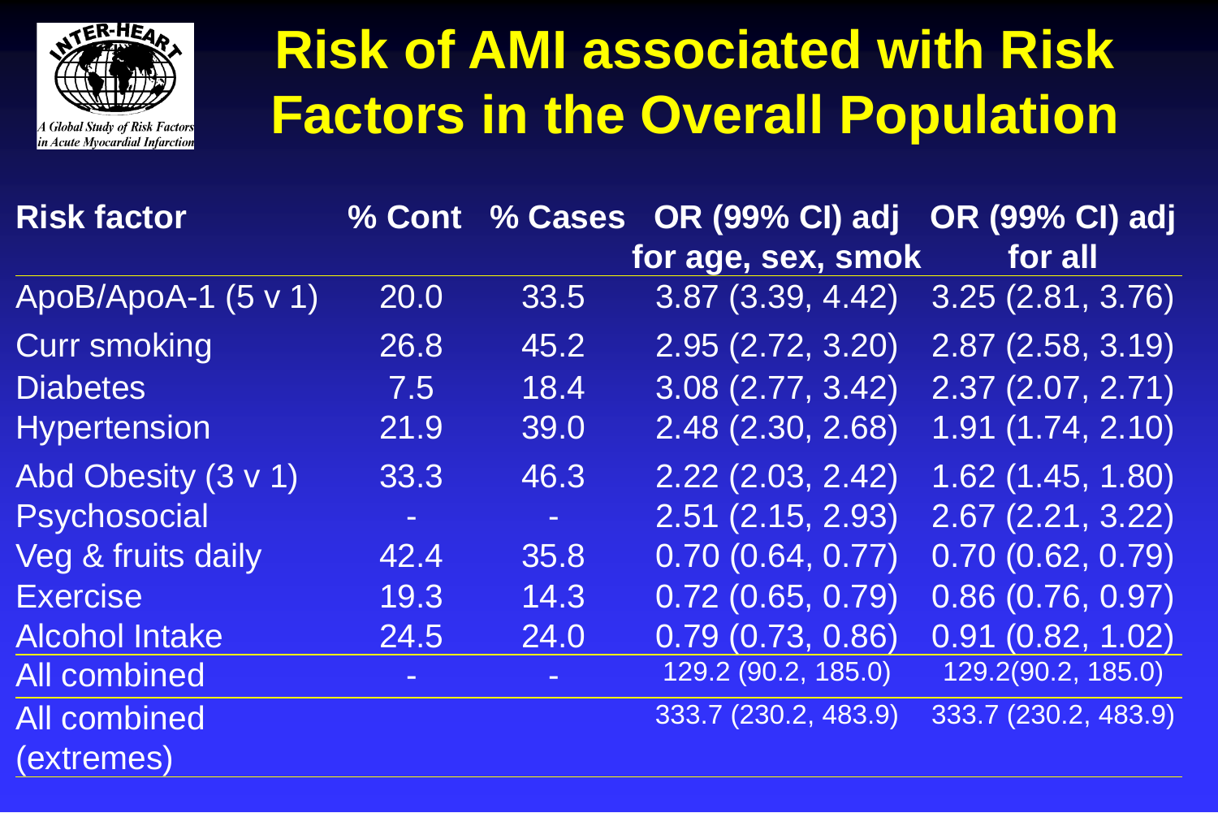# Risk of AMI associated with Risk Factors in the Overall Population

INTER-HEART: A Global Study of Risk Factors in Acute Myocardial Infarction

| Risk factor | % Cont | % Cases | OR (99% CI) adj for age, sex, smok | OR (99% CI) adj for all |
|---|---|---|---|---|
| ApoB/ApoA-1 (5 v 1) | 20.0 | 33.5 | 3.87 (3.39, 4.42) | 3.25 (2.81, 3.76) |
| Curr smoking | 26.8 | 45.2 | 2.95 (2.72, 3.20) | 2.87 (2.58, 3.19) |
| Diabetes | 7.5 | 18.4 | 3.08 (2.77, 3.42) | 2.37 (2.07, 2.71) |
| Hypertension | 21.9 | 39.0 | 2.48 (2.30, 2.68) | 1.91 (1.74, 2.10) |
| Abd Obesity (3 v 1) | 33.3 | 46.3 | 2.22 (2.03, 2.42) | 1.62 (1.45, 1.80) |
| Psychosocial | - | - | 2.51 (2.15, 2.93) | 2.67 (2.21, 3.22) |
| Veg & fruits daily | 42.4 | 35.8 | 0.70 (0.64, 0.77) | 0.70 (0.62, 0.79) |
| Exercise | 19.3 | 14.3 | 0.72 (0.65, 0.79) | 0.86 (0.76, 0.97) |
| Alcohol Intake | 24.5 | 24.0 | 0.79 (0.73, 0.86) | 0.91 (0.82, 1.02) |
| All combined | - | - | 129.2 (90.2, 185.0) | 129.2(90.2, 185.0) |
| All combined (extremes) | | | 333.7 (230.2, 483.9) | 333.7 (230.2, 483.9) |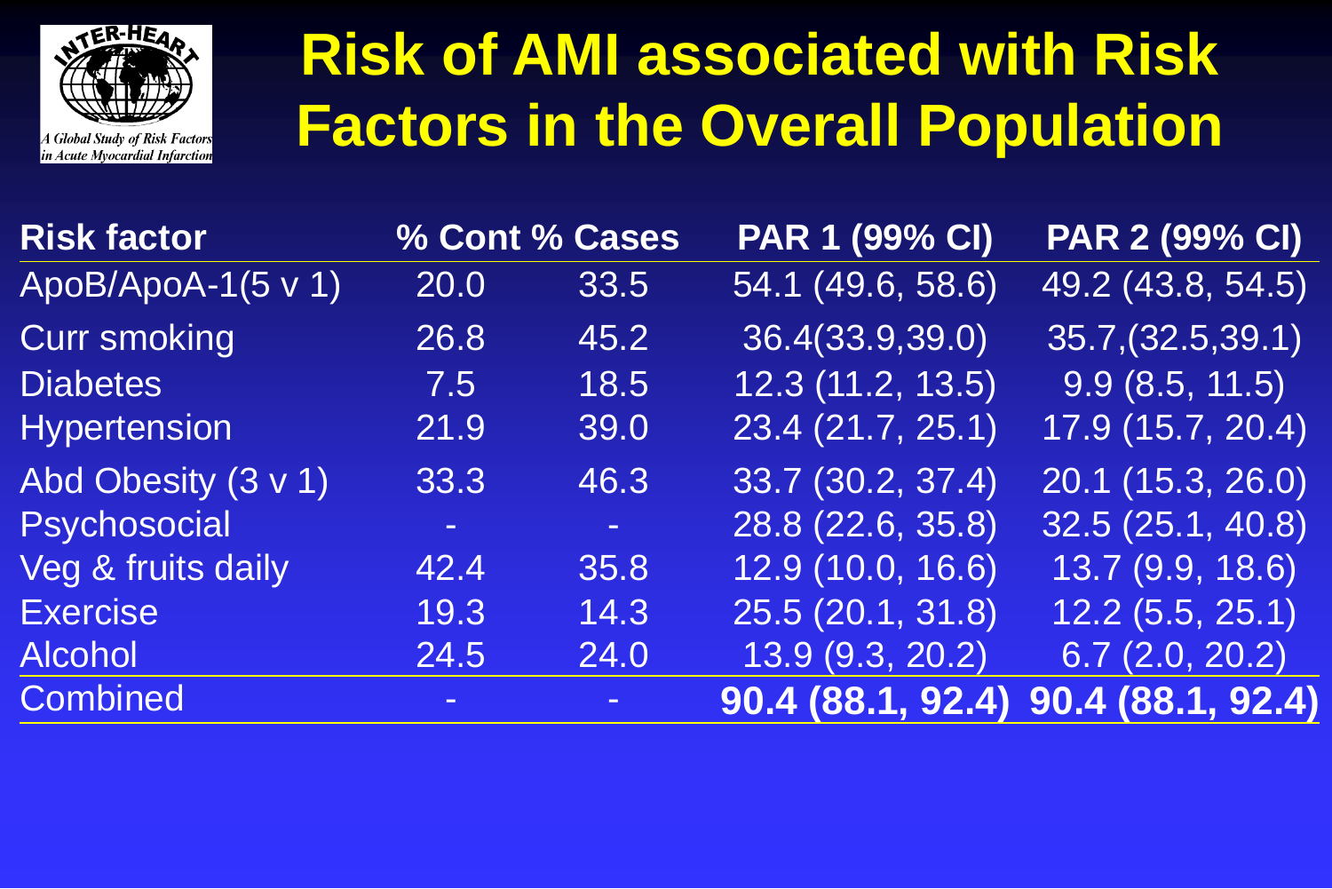# Risk of AMI associated with Risk Factors in the Overall Population

| Risk factor | % Cont | % Cases | PAR 1 (99% CI) | PAR 2 (99% CI) |
|---|---|---|---|---|
| ApoB/ApoA-1(5 v 1) | 20.0 | 33.5 | 54.1 (49.6, 58.6) | 49.2 (43.8, 54.5) |
| Curr smoking | 26.8 | 45.2 | 36.4(33.9,39.0) | 35.7,(32.5,39.1) |
| Diabetes | 7.5 | 18.5 | 12.3 (11.2, 13.5) | 9.9 (8.5, 11.5) |
| Hypertension | 21.9 | 39.0 | 23.4 (21.7, 25.1) | 17.9 (15.7, 20.4) |
| Abd Obesity (3 v 1) | 33.3 | 46.3 | 33.7 (30.2, 37.4) | 20.1 (15.3, 26.0) |
| Psychosocial | - | - | 28.8 (22.6, 35.8) | 32.5 (25.1, 40.8) |
| Veg & fruits daily | 42.4 | 35.8 | 12.9 (10.0, 16.6) | 13.7 (9.9, 18.6) |
| Exercise | 19.3 | 14.3 | 25.5 (20.1, 31.8) | 12.2 (5.5, 25.1) |
| Alcohol | 24.5 | 24.0 | 13.9 (9.3, 20.2) | 6.7 (2.0, 20.2) |
| Combined | - | - | **90.4 (88.1, 92.4)** | **90.4 (88.1, 92.4)** |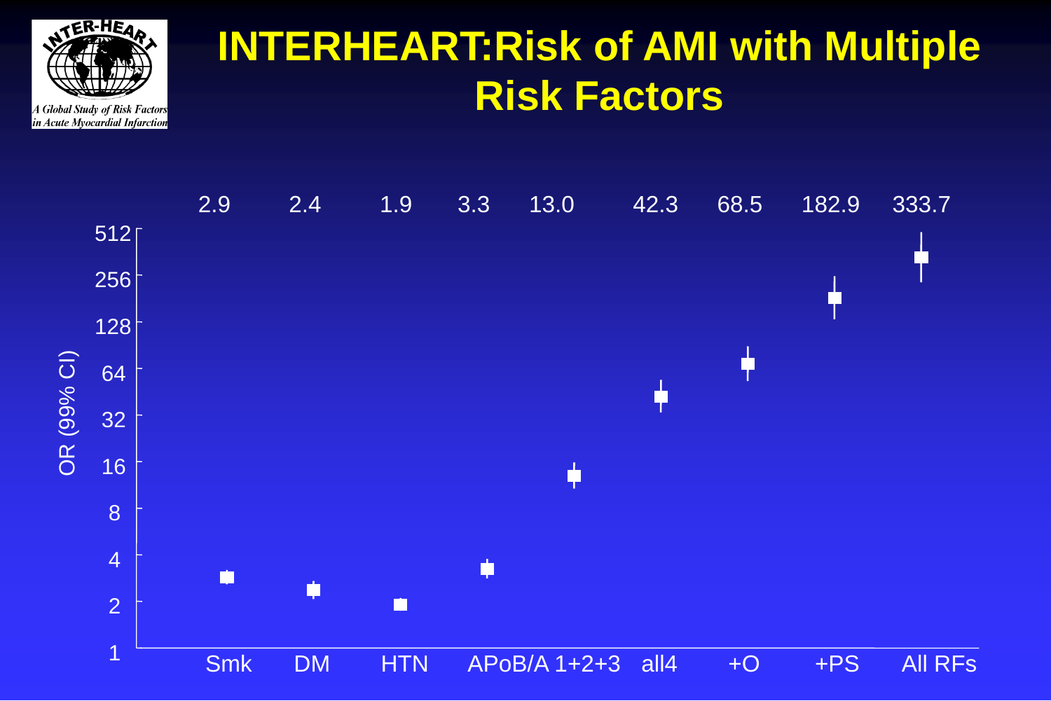# INTERHEART: Risk of AMI with Multiple Risk Factors

A Global Study of Risk Factors in Acute Myocardial Infarction

| | Smk | DM | HTN | APoB/A | 1+2+3 | all4 | +O | +PS | All RFs |
|---|---|---|---|---|---|---|---|---|---|
| OR (99% CI) | 2.9 | 2.4 | 1.9 | 3.3 | 13.0 | 42.3 | 68.5 | 182.9 | 333.7 |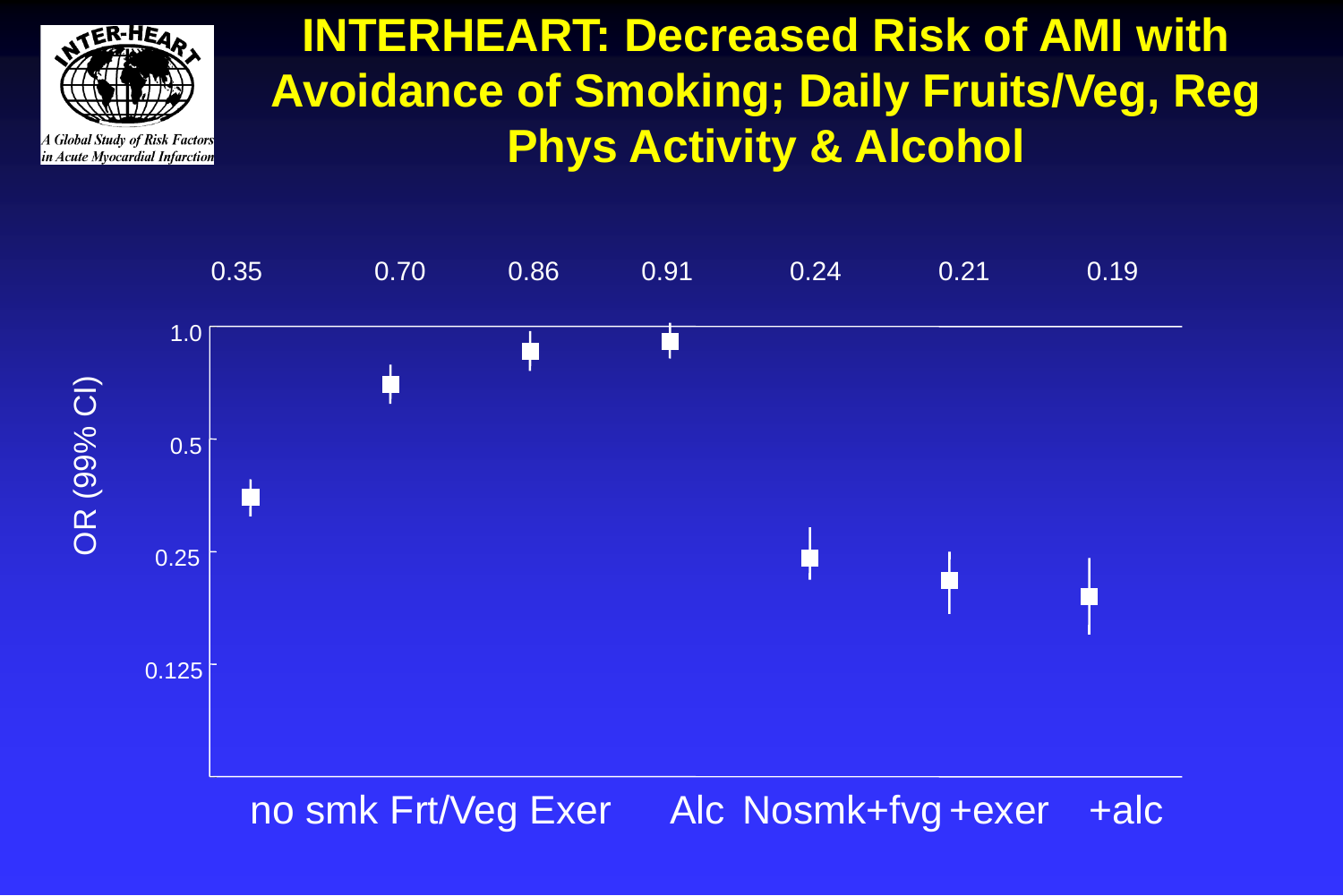# INTERHEART: Decreased Risk of AMI with Avoidance of Smoking; Daily Fruits/Veg, Reg Phys Activity & Alcohol

| | no smk | Frt/Veg | Exer | Alc | Nosmk+fvg | +exer | +alc |
|---|---|---|---|---|---|---|---|
| OR (99% CI) | 0.35 | 0.70 | 0.86 | 0.91 | 0.24 | 0.21 | 0.19 |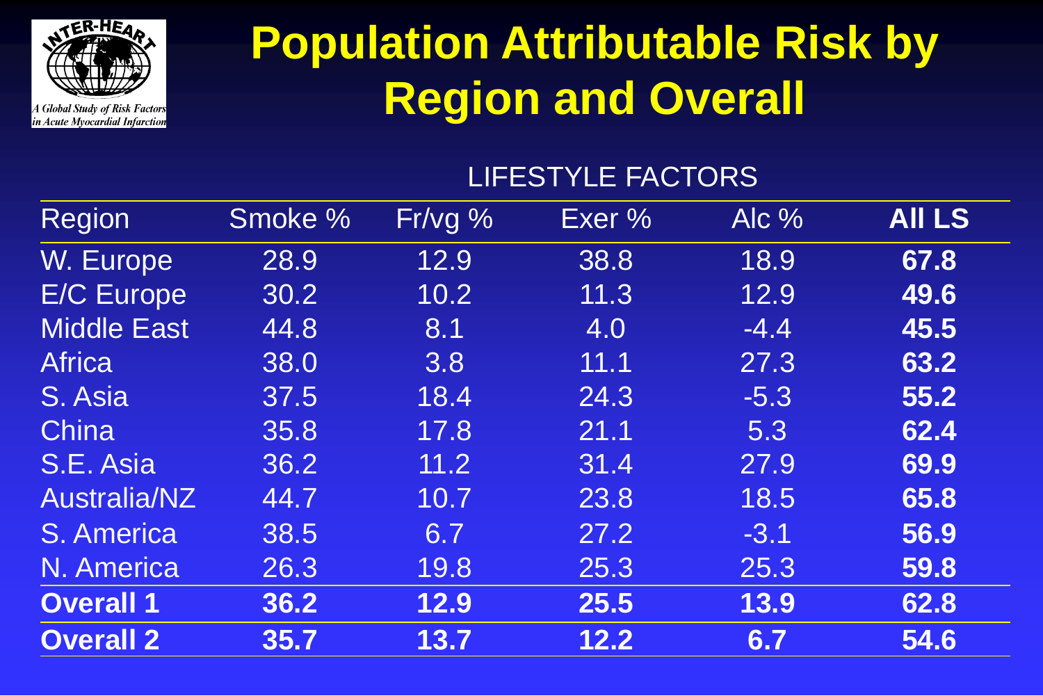# Population Attributable Risk by Region and Overall

INTER-HEART: A Global Study of Risk Factors in Acute Myocardial Infarction

| | LIFESTYLE FACTORS | | | | |
|---|---|---|---|---|---|
| Region | Smoke % | Fr/vg % | Exer % | Alc % | **All LS** |
| W. Europe | 28.9 | 12.9 | 38.8 | 18.9 | **67.8** |
| E/C Europe | 30.2 | 10.2 | 11.3 | 12.9 | **49.6** |
| Middle East | 44.8 | 8.1 | 4.0 | -4.4 | **45.5** |
| Africa | 38.0 | 3.8 | 11.1 | 27.3 | **63.2** |
| S. Asia | 37.5 | 18.4 | 24.3 | -5.3 | **55.2** |
| China | 35.8 | 17.8 | 21.1 | 5.3 | **62.4** |
| S.E. Asia | 36.2 | 11.2 | 31.4 | 27.9 | **69.9** |
| Australia/NZ | 44.7 | 10.7 | 23.8 | 18.5 | **65.8** |
| S. America | 38.5 | 6.7 | 27.2 | -3.1 | **56.9** |
| N. America | 26.3 | 19.8 | 25.3 | 25.3 | **59.8** |
| **Overall 1** | **36.2** | **12.9** | **25.5** | **13.9** | **62.8** |
| **Overall 2** | **35.7** | **13.7** | **12.2** | **6.7** | **54.6** |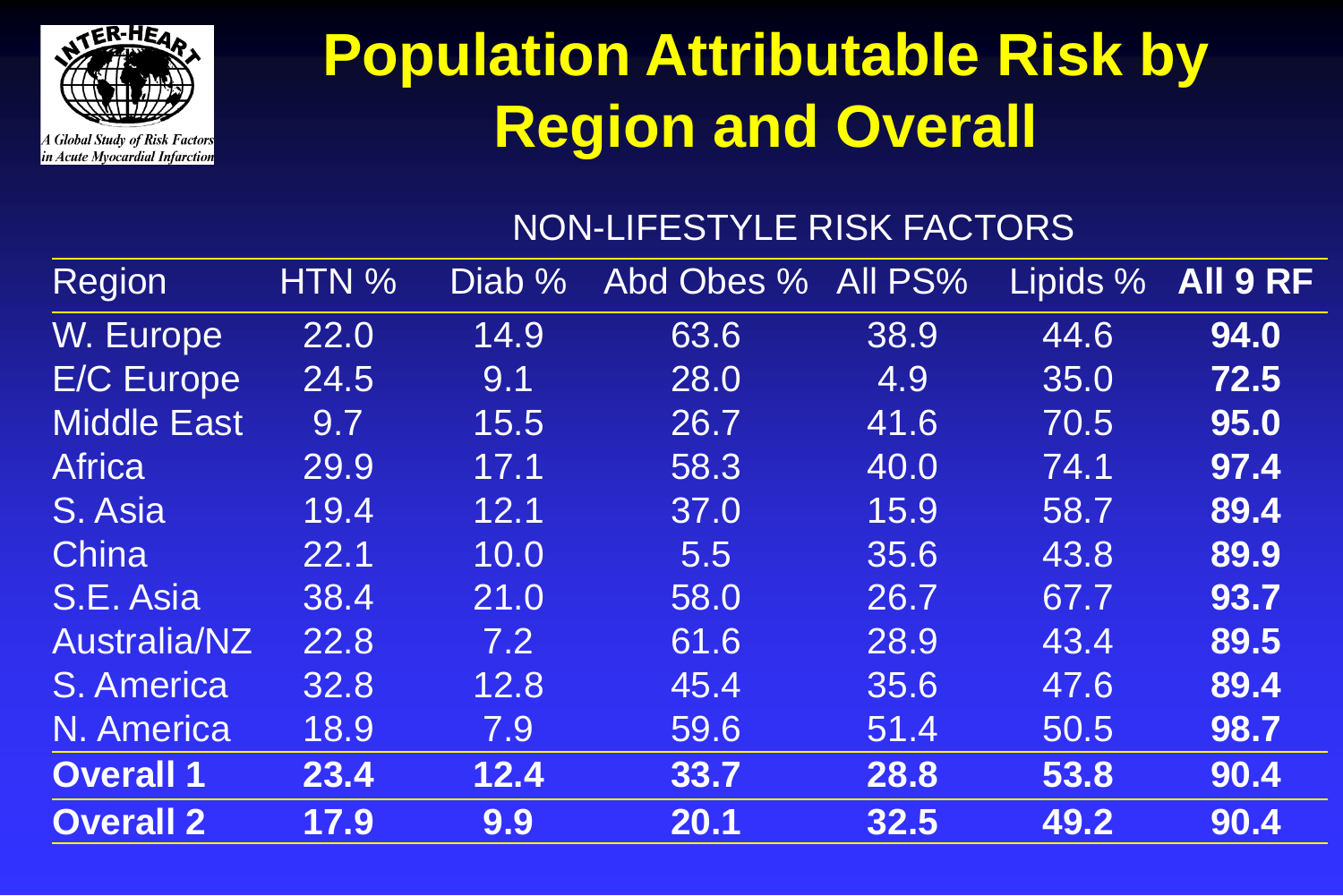# Population Attributable Risk by Region and Overall

NON-LIFESTYLE RISK FACTORS

| Region | HTN % | Diab % | Abd Obes % | All PS% | Lipids % | **All 9 RF** |
|---|---|---|---|---|---|---|
| W. Europe | 22.0 | 14.9 | 63.6 | 38.9 | 44.6 | **94.0** |
| E/C Europe | 24.5 | 9.1 | 28.0 | 4.9 | 35.0 | **72.5** |
| Middle East | 9.7 | 15.5 | 26.7 | 41.6 | 70.5 | **95.0** |
| Africa | 29.9 | 17.1 | 58.3 | 40.0 | 74.1 | **97.4** |
| S. Asia | 19.4 | 12.1 | 37.0 | 15.9 | 58.7 | **89.4** |
| China | 22.1 | 10.0 | 5.5 | 35.6 | 43.8 | **89.9** |
| S.E. Asia | 38.4 | 21.0 | 58.0 | 26.7 | 67.7 | **93.7** |
| Australia/NZ | 22.8 | 7.2 | 61.6 | 28.9 | 43.4 | **89.5** |
| S. America | 32.8 | 12.8 | 45.4 | 35.6 | 47.6 | **89.4** |
| N. America | 18.9 | 7.9 | 59.6 | 51.4 | 50.5 | **98.7** |
| **Overall 1** | **23.4** | **12.4** | **33.7** | **28.8** | **53.8** | **90.4** |
| **Overall 2** | **17.9** | **9.9** | **20.1** | **32.5** | **49.2** | **90.4** |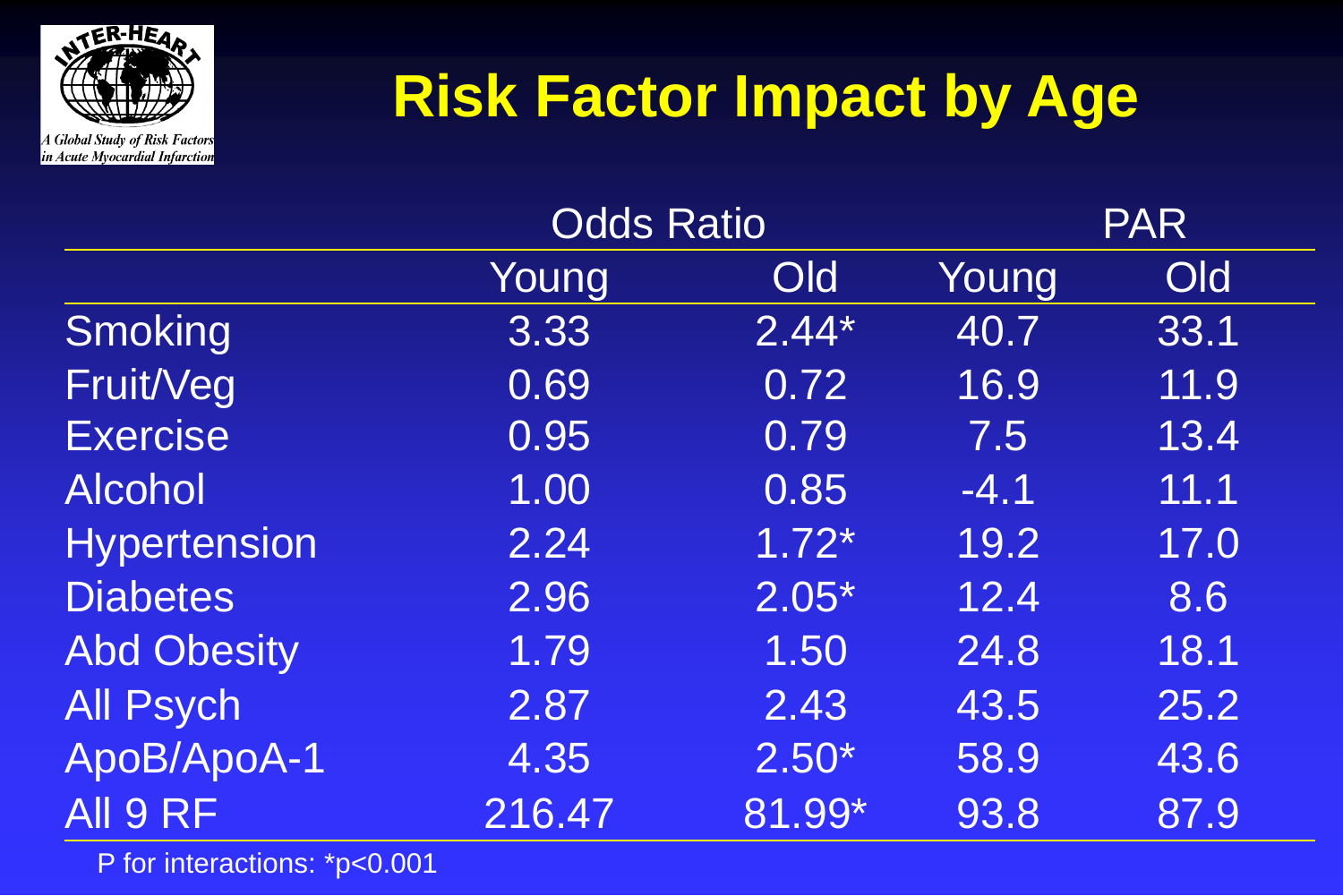A Global Study of Risk Factors in Acute Myocardial Infarction

# Risk Factor Impact by Age

| | Odds Ratio | | PAR | |
|---|---|---|---|---|
| | Young | Old | Young | Old |
| Smoking | 3.33 | 2.44* | 40.7 | 33.1 |
| Fruit/Veg | 0.69 | 0.72 | 16.9 | 11.9 |
| Exercise | 0.95 | 0.79 | 7.5 | 13.4 |
| Alcohol | 1.00 | 0.85 | -4.1 | 11.1 |
| Hypertension | 2.24 | 1.72* | 19.2 | 17.0 |
| Diabetes | 2.96 | 2.05* | 12.4 | 8.6 |
| Abd Obesity | 1.79 | 1.50 | 24.8 | 18.1 |
| All Psych | 2.87 | 2.43 | 43.5 | 25.2 |
| ApoB/ApoA-1 | 4.35 | 2.50* | 58.9 | 43.6 |
| All 9 RF | 216.47 | 81.99* | 93.8 | 87.9 |

P for interactions: *p<0.001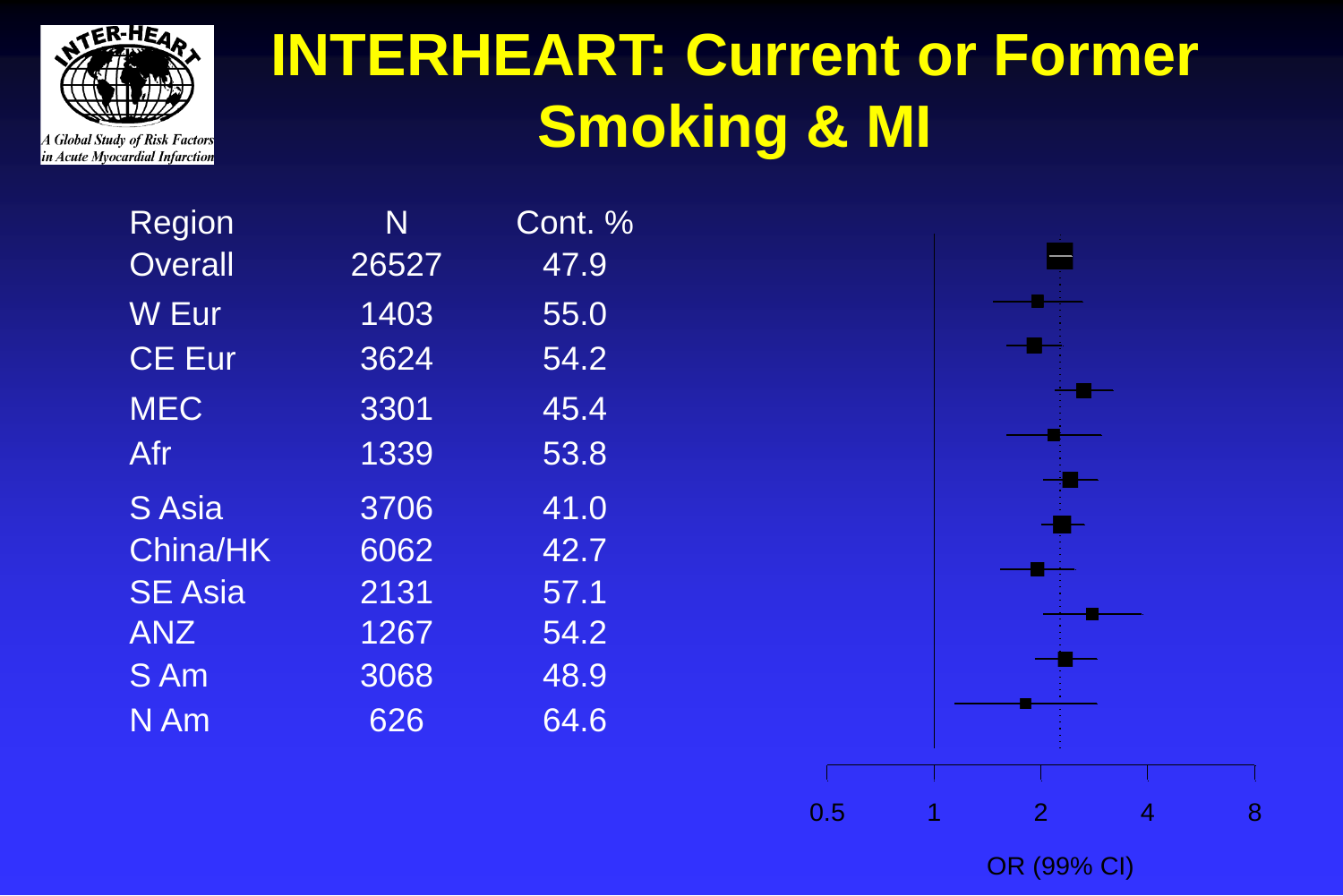# INTERHEART: Current or Former Smoking & MI

| Region | N | Cont. % |
|---|---|---|
| Overall | 26527 | 47.9 |
| W Eur | 1403 | 55.0 |
| CE Eur | 3624 | 54.2 |
| MEC | 3301 | 45.4 |
| Afr | 1339 | 53.8 |
| S Asia | 3706 | 41.0 |
| China/HK | 6062 | 42.7 |
| SE Asia | 2131 | 57.1 |
| ANZ | 1267 | 54.2 |
| S Am | 3068 | 48.9 |
| N Am | 626 | 64.6 |

0.5 1 2 4 8

OR (99% CI)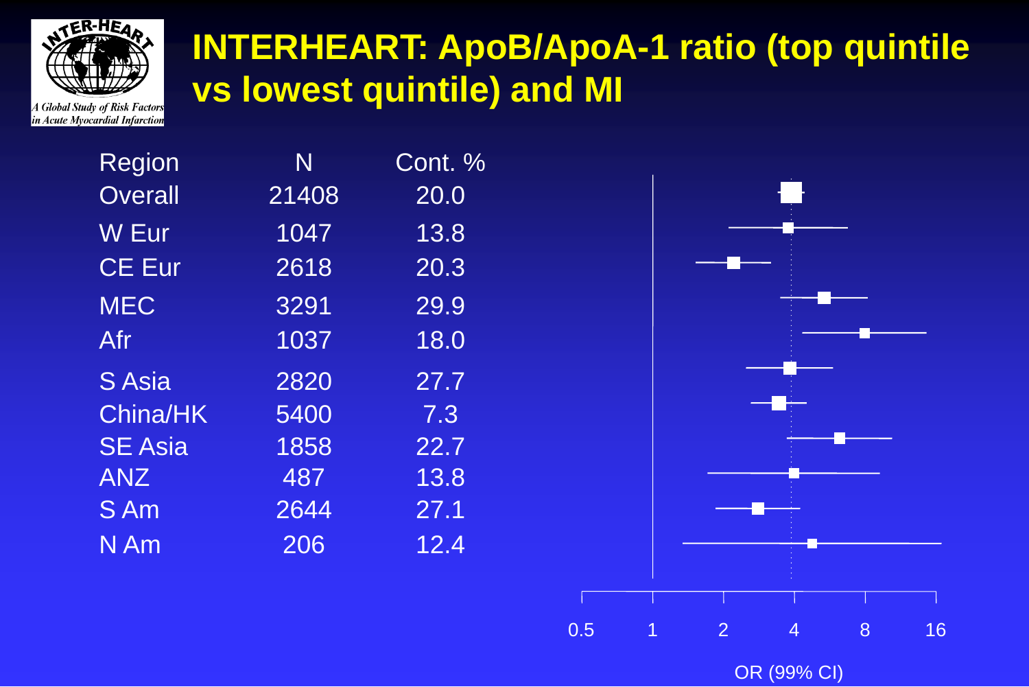# INTERHEART: ApoB/ApoA-1 ratio (top quintile vs lowest quintile) and MI

| Region | N | Cont. % |
|---|---|---|
| Overall | 21408 | 20.0 |
| W Eur | 1047 | 13.8 |
| CE Eur | 2618 | 20.3 |
| MEC | 3291 | 29.9 |
| Afr | 1037 | 18.0 |
| S Asia | 2820 | 27.7 |
| China/HK | 5400 | 7.3 |
| SE Asia | 1858 | 22.7 |
| ANZ | 487 | 13.8 |
| S Am | 2644 | 27.1 |
| N Am | 206 | 12.4 |

0.5 1 2 4 8 16

OR (99% CI)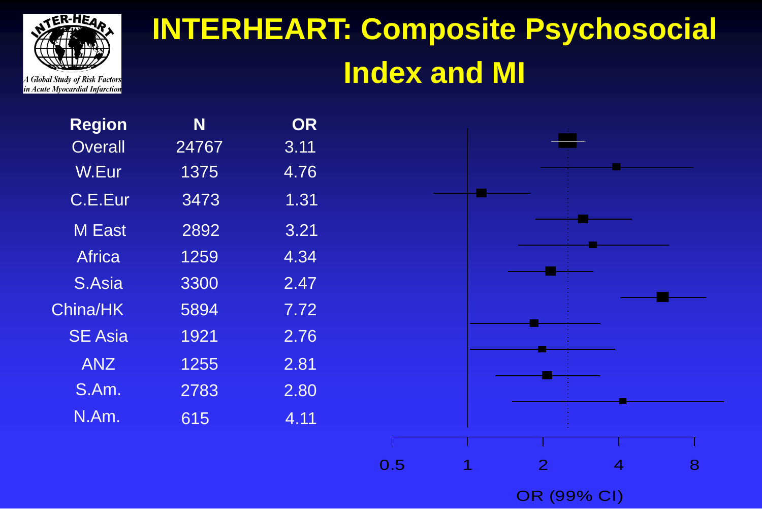# INTERHEART: Composite Psychosocial Index and MI

| Region | N | OR |
|---|---|---|
| Overall | 24767 | 3.11 |
| W.Eur | 1375 | 4.76 |
| C.E.Eur | 3473 | 1.31 |
| M East | 2892 | 3.21 |
| Africa | 1259 | 4.34 |
| S.Asia | 3300 | 2.47 |
| China/HK | 5894 | 7.72 |
| SE Asia | 1921 | 2.76 |
| ANZ | 1255 | 2.81 |
| S.Am. | 2783 | 2.80 |
| N.Am. | 615 | 4.11 |

0.5 1 2 4 8

OR (99% CI)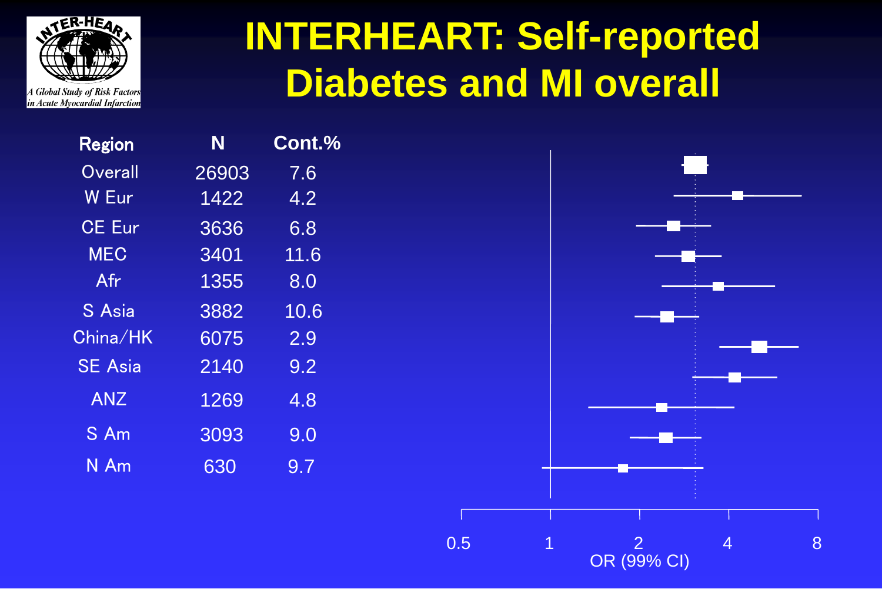# INTERHEART: Self-reported Diabetes and MI overall

| Region | N | Cont.% |
|---|---|---|
| Overall | 26903 | 7.6 |
| W Eur | 1422 | 4.2 |
| CE Eur | 3636 | 6.8 |
| MEC | 3401 | 11.6 |
| Afr | 1355 | 8.0 |
| S Asia | 3882 | 10.6 |
| China/HK | 6075 | 2.9 |
| SE Asia | 2140 | 9.2 |
| ANZ | 1269 | 4.8 |
| S Am | 3093 | 9.0 |
| N Am | 630 | 9.7 |

OR (99% CI)

0.5 1 2 4 8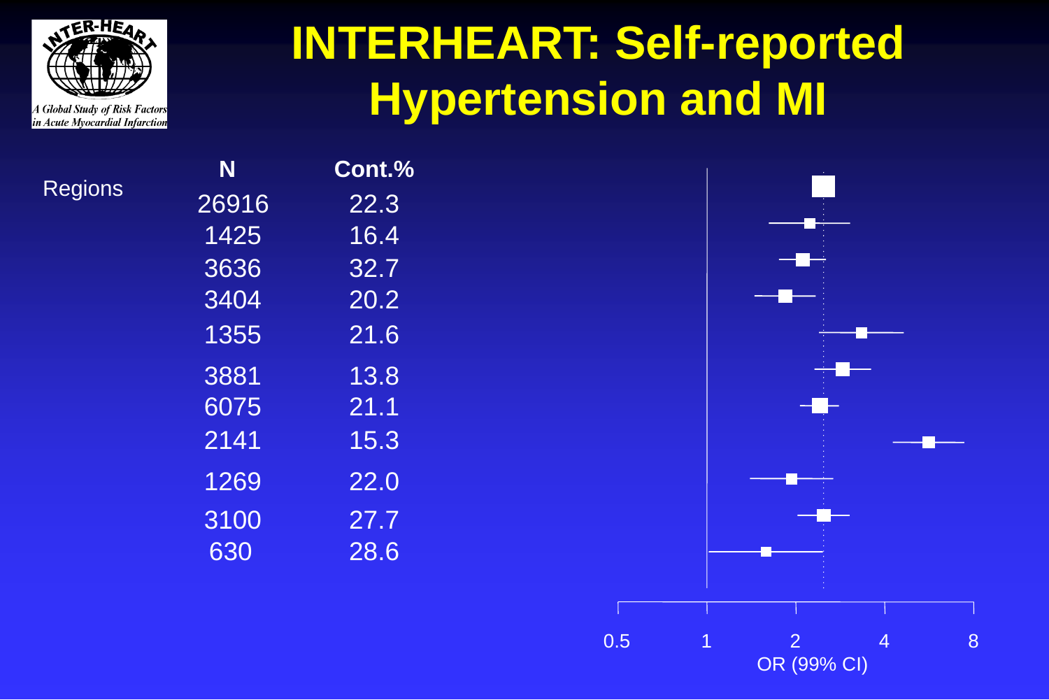# INTERHEART: Self-reported Hypertension and MI

| Regions | N | Cont.% |
|---|---|---|
| | 26916 | 22.3 |
| | 1425 | 16.4 |
| | 3636 | 32.7 |
| | 3404 | 20.2 |
| | 1355 | 21.6 |
| | 3881 | 13.8 |
| | 6075 | 21.1 |
| | 2141 | 15.3 |
| | 1269 | 22.0 |
| | 3100 | 27.7 |
| | 630 | 28.6 |

0.5 1 2 4 8

OR (99% CI)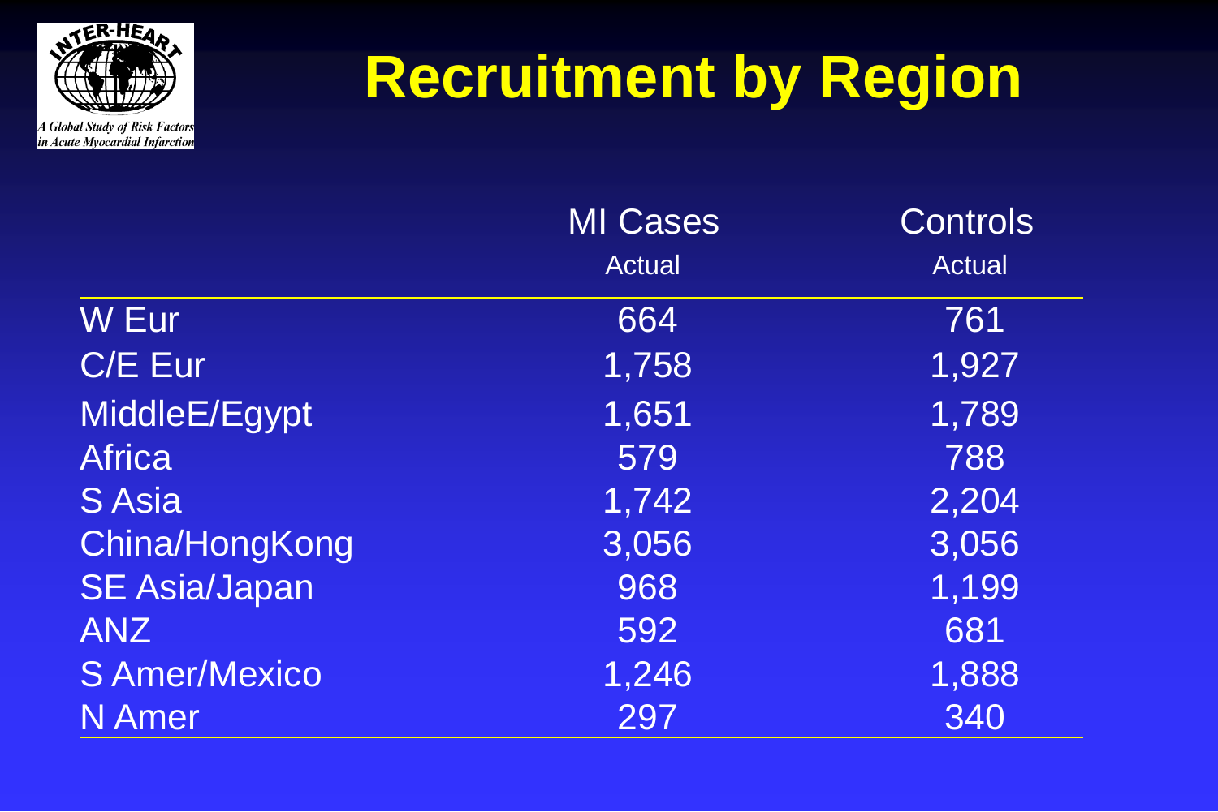# Recruitment by Region

| | MI Cases | Controls |
|---|---|---|
| | Actual | Actual |
| W Eur | 664 | 761 |
| C/E Eur | 1,758 | 1,927 |
| MiddleE/Egypt | 1,651 | 1,789 |
| Africa | 579 | 788 |
| S Asia | 1,742 | 2,204 |
| China/HongKong | 3,056 | 3,056 |
| SE Asia/Japan | 968 | 1,199 |
| ANZ | 592 | 681 |
| S Amer/Mexico | 1,246 | 1,888 |
| N Amer | 297 | 340 |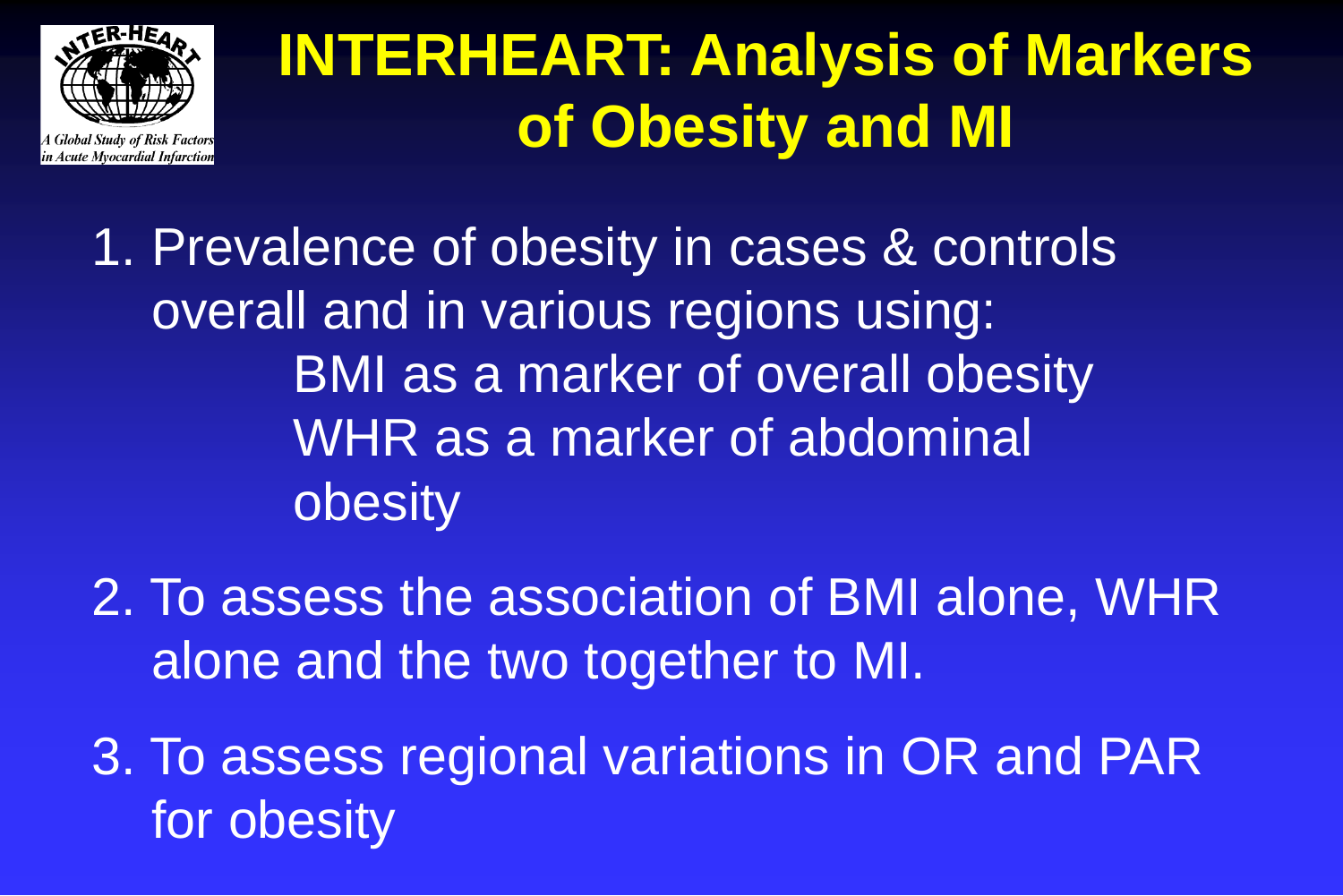# INTERHEART: Analysis of Markers of Obesity and MI

1. Prevalence of obesity in cases & controls overall and in various regions using:
   - BMI as a marker of overall obesity
   - WHR as a marker of abdominal obesity
2. To assess the association of BMI alone, WHR alone and the two together to MI.
3. To assess regional variations in OR and PAR for obesity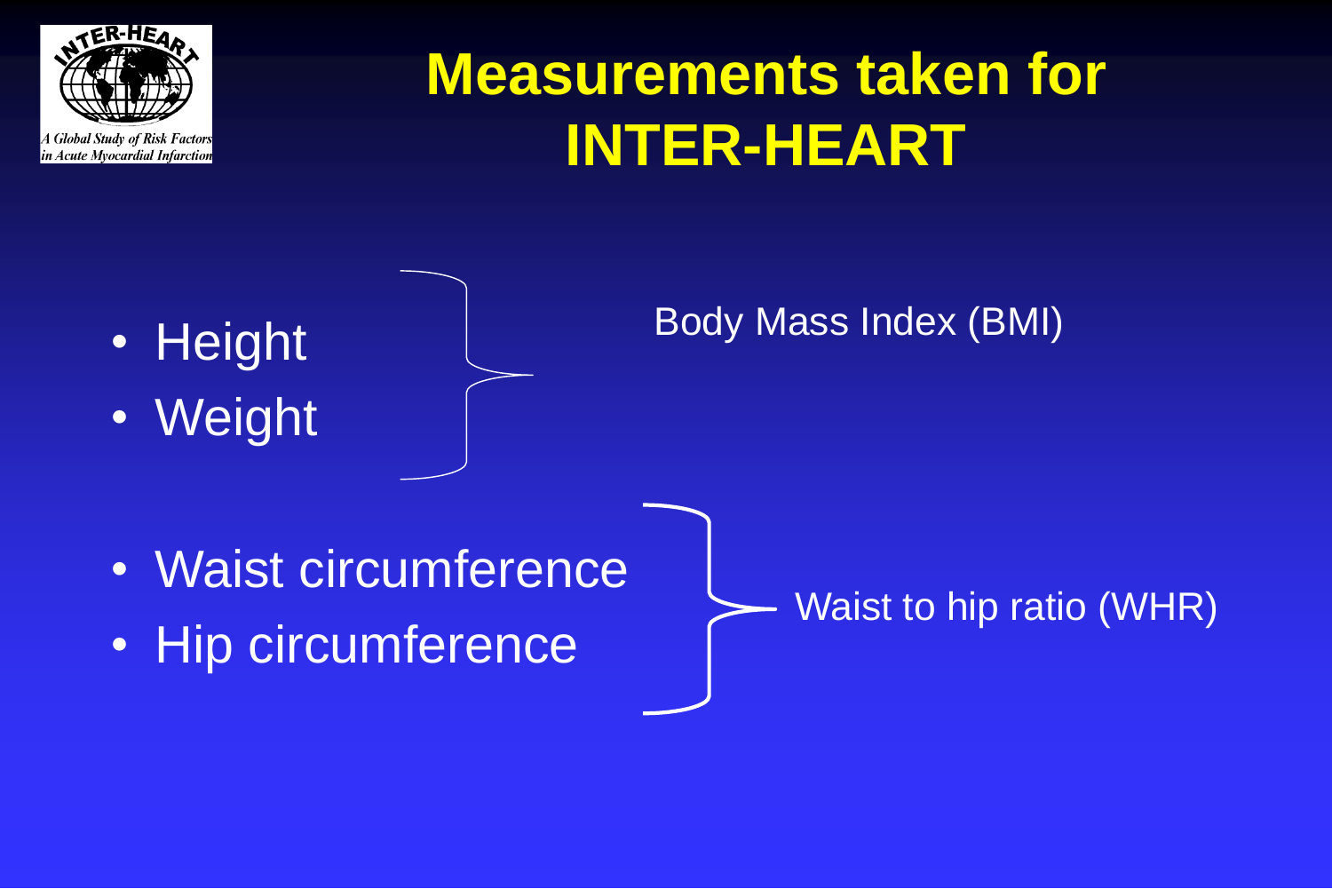# Measurements taken for INTER-HEART

A Global Study of Risk Factors in Acute Myocardial Infarction

- Height
- Weight

Body Mass Index (BMI)

- Waist circumference
- Hip circumference

Waist to hip ratio (WHR)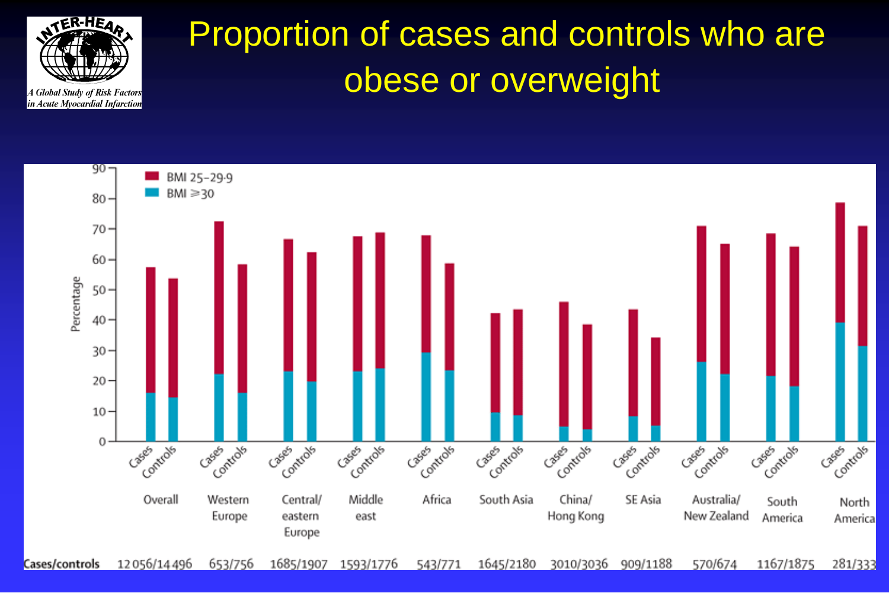# Proportion of cases and controls who are obese or overweight

INTER-HEART: A Global Study of Risk Factors in Acute Myocardial Infarction

Legend: BMI 25–29·9; BMI ≥30

Y-axis: Percentage

| Cases/controls | Overall | Western Europe | Central/eastern Europe | Middle east | Africa | South Asia | China/Hong Kong | SE Asia | Australia/New Zealand | South America | North America |
|---|---|---|---|---|---|---|---|---|---|---|---|
| Cases/controls | 12056/14496 | 653/756 | 1685/1907 | 1593/1776 | 543/771 | 1645/2180 | 3010/3036 | 909/1188 | 570/674 | 1167/1875 | 281/333 |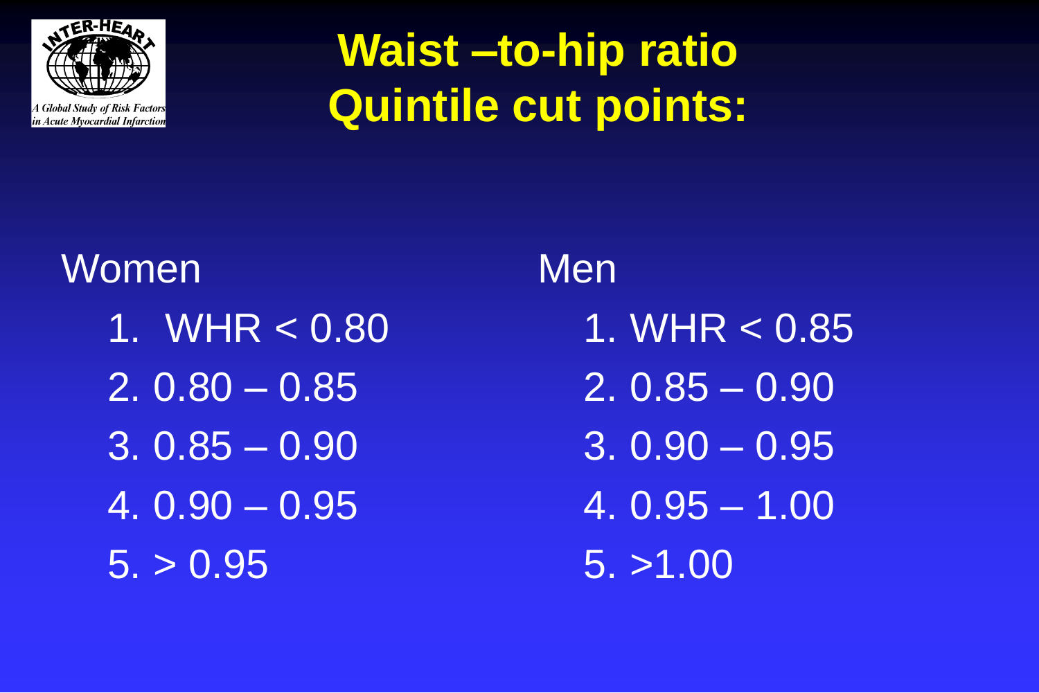# Waist –to-hip ratio Quintile cut points:

Women

1. WHR < 0.80
2. 0.80 – 0.85
3. 0.85 – 0.90
4. 0.90 – 0.95
5. > 0.95

Men

1. WHR < 0.85
2. 0.85 – 0.90
3. 0.90 – 0.95
4. 0.95 – 1.00
5. >1.00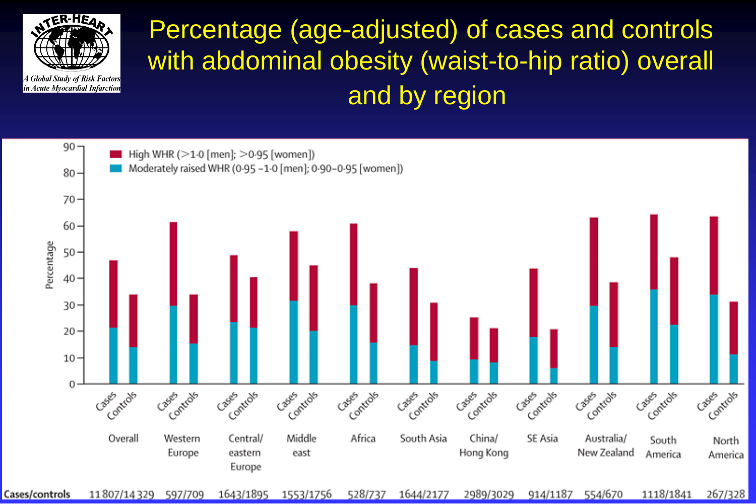# Percentage (age-adjusted) of cases and controls with abdominal obesity (waist-to-hip ratio) overall and by region

INTER-HEART: A Global Study of Risk Factors in Acute Myocardial Infarction

- High WHR (>1·0 [men]; >0·95 [women])
- Moderately raised WHR (0·95 –1·0 [men]; 0·90–0·95 [women])

| Region | Cases/controls |
|---|---|
| Overall | 11 807/14 329 |
| Western Europe | 597/709 |
| Central/eastern Europe | 1643/1895 |
| Middle east | 1553/1756 |
| Africa | 528/737 |
| South Asia | 1644/2177 |
| China/Hong Kong | 2989/3029 |
| SE Asia | 914/1187 |
| Australia/New Zealand | 554/670 |
| South America | 1118/1841 |
| North America | 267/328 |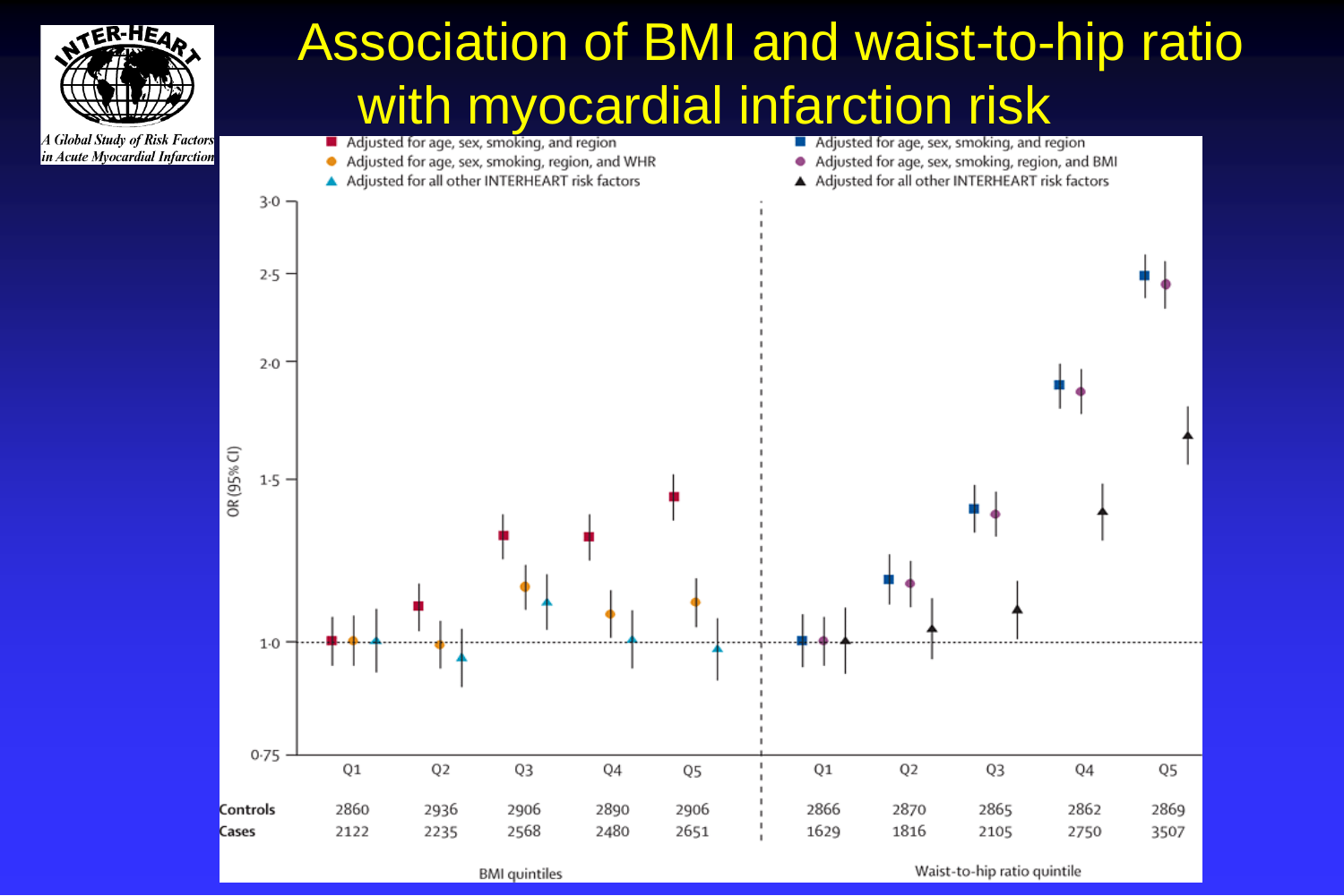# Association of BMI and waist-to-hip ratio with myocardial infarction risk

INTER-HEART — A Global Study of Risk Factors in Acute Myocardial Infarction

**BMI quintiles**

- ■ Adjusted for age, sex, smoking, and region
- ● Adjusted for age, sex, smoking, region, and WHR
- ▲ Adjusted for all other INTERHEART risk factors

**Waist-to-hip ratio quintile**

- ■ Adjusted for age, sex, smoking, and region
- ● Adjusted for age, sex, smoking, region, and BMI
- ▲ Adjusted for all other INTERHEART risk factors

OR (95% CI)

| | BMI Q1 | BMI Q2 | BMI Q3 | BMI Q4 | BMI Q5 | WHR Q1 | WHR Q2 | WHR Q3 | WHR Q4 | WHR Q5 |
|---|---|---|---|---|---|---|---|---|---|---|
| Controls | 2860 | 2936 | 2906 | 2890 | 2906 | 2866 | 2870 | 2865 | 2862 | 2869 |
| Cases | 2122 | 2235 | 2568 | 2480 | 2651 | 1629 | 1816 | 2105 | 2750 | 3507 |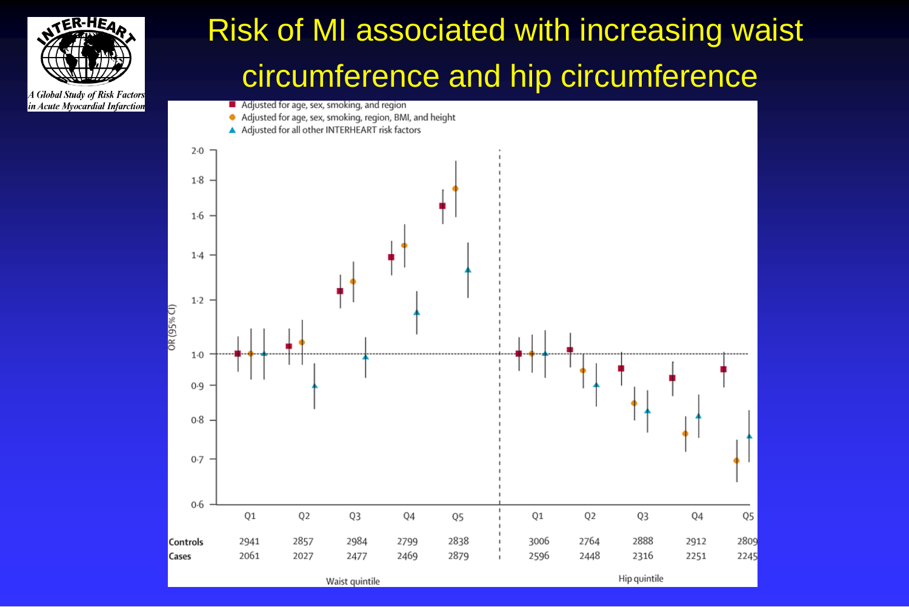# Risk of MI associated with increasing waist circumference and hip circumference

A Global Study of Risk Factors in Acute Myocardial Infarction

- ■ Adjusted for age, sex, smoking, and region
- ● Adjusted for age, sex, smoking, region, BMI, and height
- ▲ Adjusted for all other INTERHEART risk factors

OR (95% CI)

| | Waist quintile | | | | | Hip quintile | | | | |
|---|---|---|---|---|---|---|---|---|---|---|
| | Q1 | Q2 | Q3 | Q4 | Q5 | Q1 | Q2 | Q3 | Q4 | Q5 |
| Controls | 2941 | 2857 | 2984 | 2799 | 2838 | 3006 | 2764 | 2888 | 2912 | 2809 |
| Cases | 2061 | 2027 | 2477 | 2469 | 2879 | 2596 | 2448 | 2316 | 2251 | 2245 |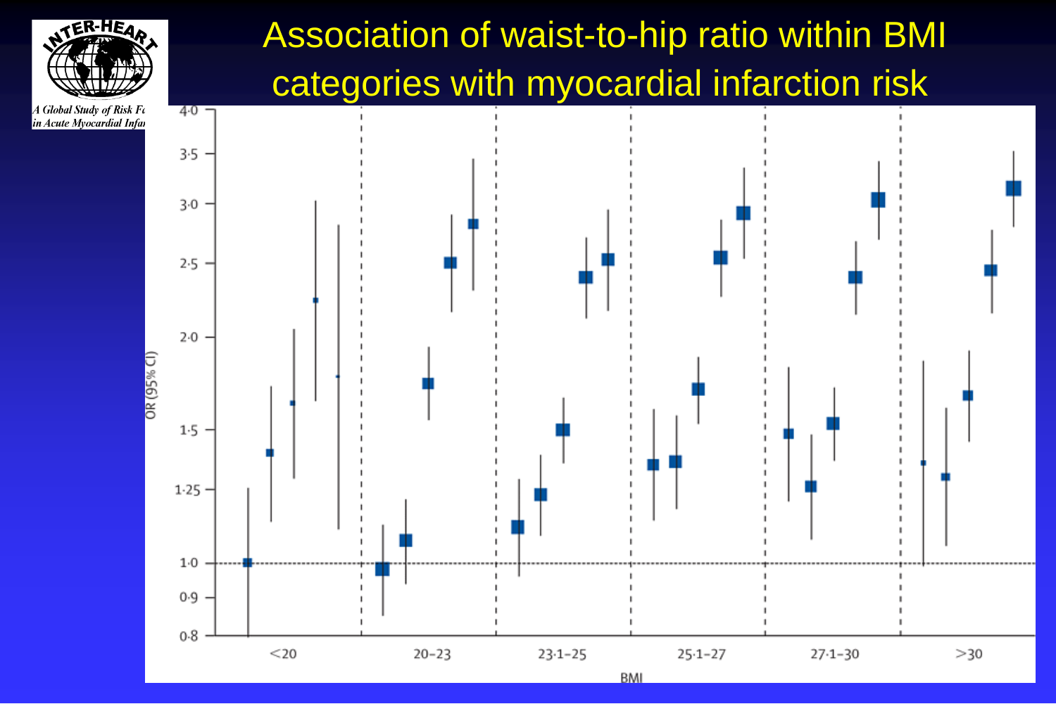# Association of waist-to-hip ratio within BMI categories with myocardial infarction risk

INTER-HEART

*A Global Study of Risk Fa... in Acute Myocardial Infar...*

OR (95% CI)

4·0
3·5
3·0
2·5
2·0
1·5
1·25
1·0
0·9
0·8

<20 | 20–23 | 23·1–25 | 25·1–27 | 27·1–30 | >30

BMI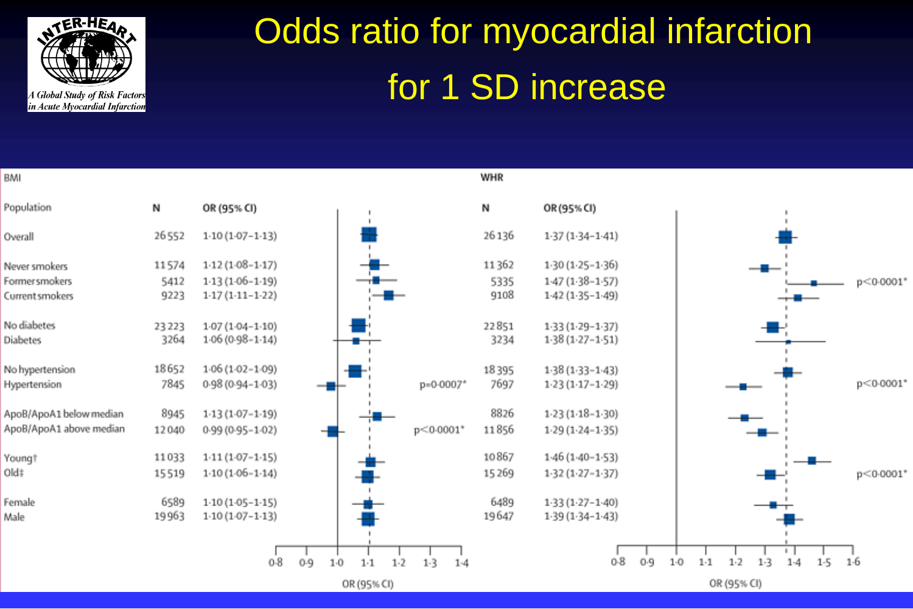# Odds ratio for myocardial infarction for 1 SD increase

INTER-HEART: A Global Study of Risk Factors in Acute Myocardial Infarction

| Population | BMI N | BMI OR (95% CI) | BMI p | WHR N | WHR OR (95% CI) | WHR p |
|---|---|---|---|---|---|---|
| Overall | 26552 | 1·10 (1·07–1·13) | | 26136 | 1·37 (1·34–1·41) | |
| Never smokers | 11574 | 1·12 (1·08–1·17) | | 11362 | 1·30 (1·25–1·36) | |
| Former smokers | 5412 | 1·13 (1·06–1·19) | | 5335 | 1·47 (1·38–1·57) | p<0·0001* |
| Current smokers | 9223 | 1·17 (1·11–1·22) | | 9108 | 1·42 (1·35–1·49) | |
| No diabetes | 23223 | 1·07 (1·04–1·10) | | 22851 | 1·33 (1·29–1·37) | |
| Diabetes | 3264 | 1·06 (0·98–1·14) | | 3234 | 1·38 (1·27–1·51) | |
| No hypertension | 18652 | 1·06 (1·02–1·09) | | 18395 | 1·38 (1·33–1·43) | |
| Hypertension | 7845 | 0·98 (0·94–1·03) | p=0·0007* | 7697 | 1·23 (1·17–1·29) | p<0·0001* |
| ApoB/ApoA1 below median | 8945 | 1·13 (1·07–1·19) | | 8826 | 1·23 (1·18–1·30) | |
| ApoB/ApoA1 above median | 12040 | 0·99 (0·95–1·02) | p<0·0001* | 11856 | 1·29 (1·24–1·35) | |
| Young† | 11033 | 1·11 (1·07–1·15) | | 10867 | 1·46 (1·40–1·53) | |
| Old‡ | 15519 | 1·10 (1·06–1·14) | | 15269 | 1·32 (1·27–1·37) | p<0·0001* |
| Female | 6589 | 1·10 (1·05–1·15) | | 6489 | 1·33 (1·27–1·40) | |
| Male | 19963 | 1·10 (1·07–1·13) | | 19647 | 1·39 (1·34–1·43) | |

OR (95% CI)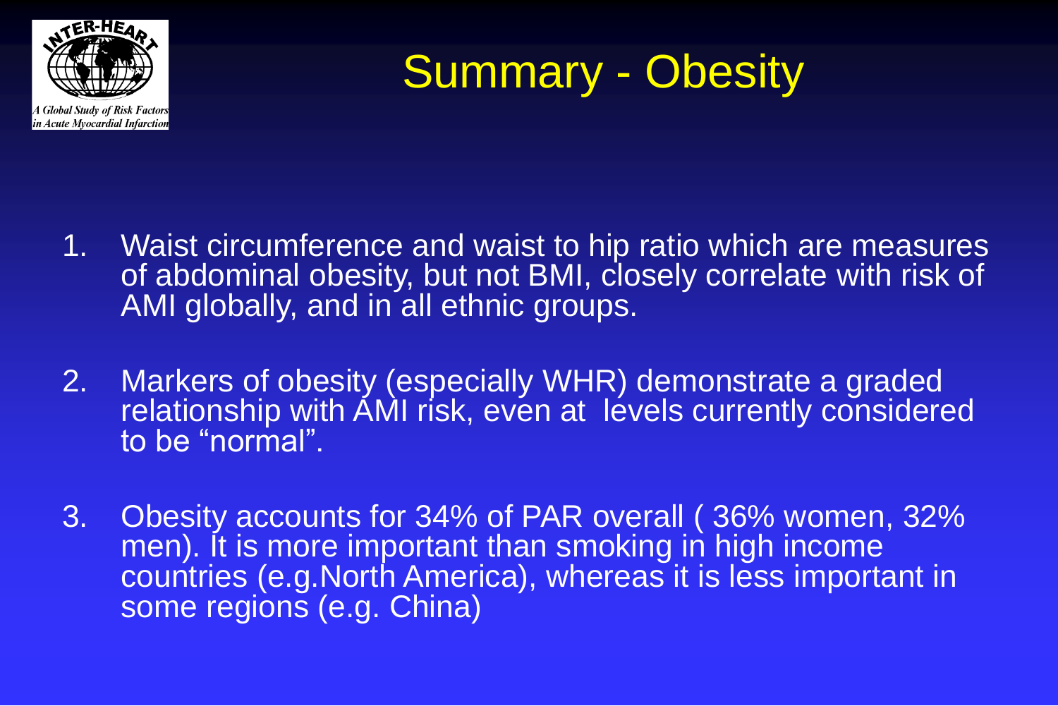# Summary - Obesity

1. Waist circumference and waist to hip ratio which are measures of abdominal obesity, but not BMI, closely correlate with risk of AMI globally, and in all ethnic groups.

2. Markers of obesity (especially WHR) demonstrate a graded relationship with AMI risk, even at levels currently considered to be "normal".

3. Obesity accounts for 34% of PAR overall ( 36% women, 32% men). It is more important than smoking in high income countries (e.g.North America), whereas it is less important in some regions (e.g. China)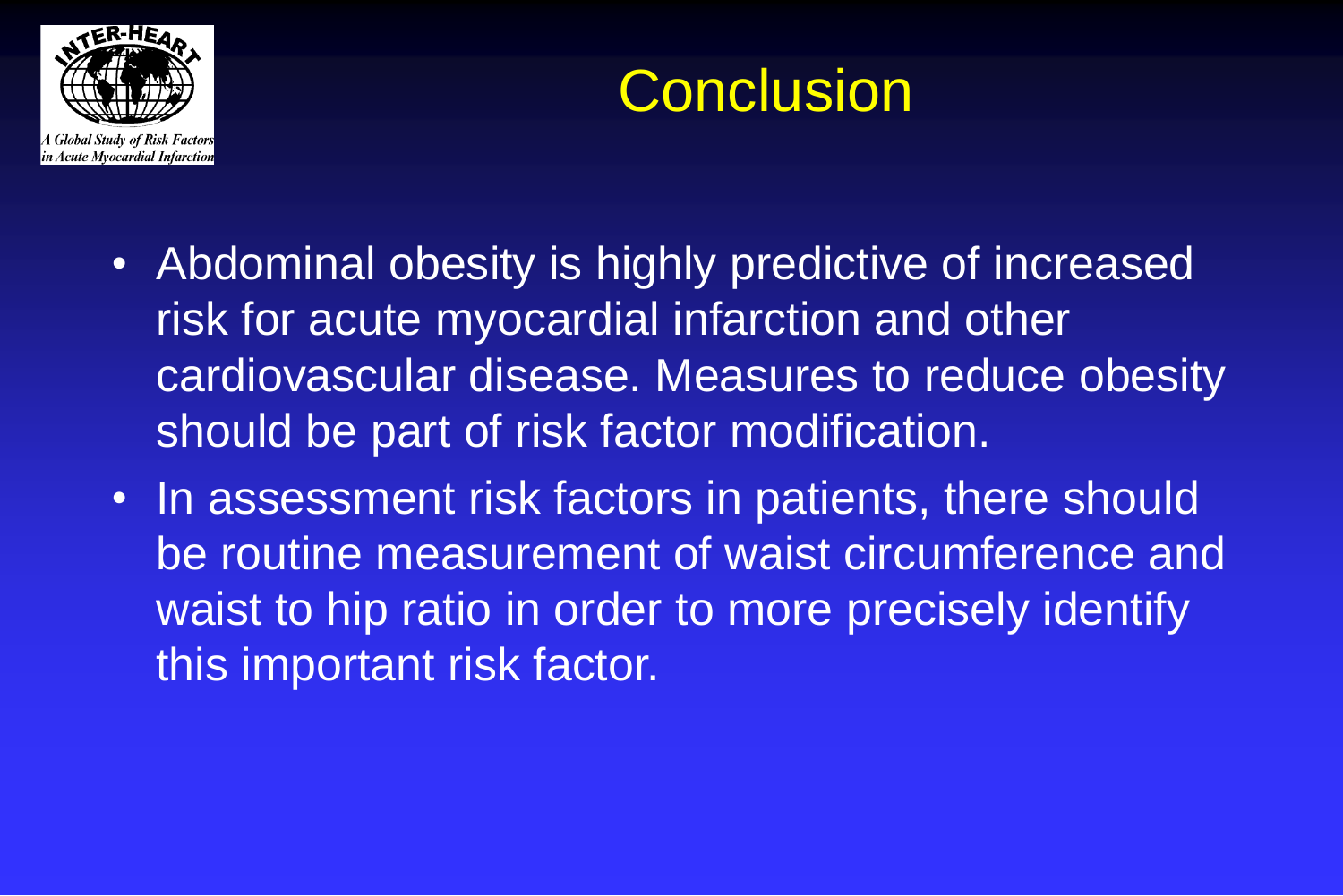# Conclusion

- Abdominal obesity is highly predictive of increased risk for acute myocardial infarction and other cardiovascular disease. Measures to reduce obesity should be part of risk factor modification.
- In assessment risk factors in patients, there should be routine measurement of waist circumference and waist to hip ratio in order to more precisely identify this important risk factor.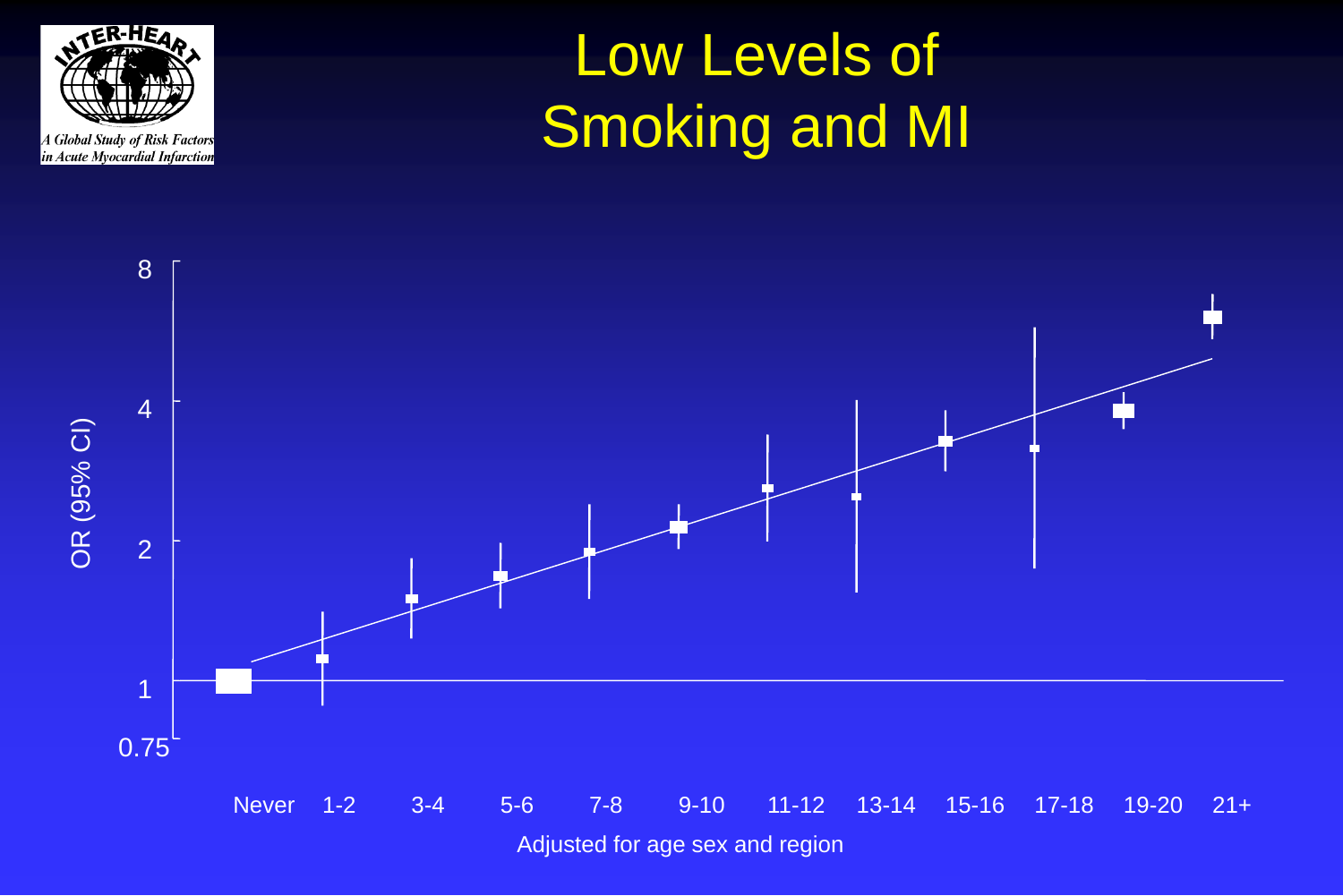# Low Levels of Smoking and MI

A Global Study of Risk Factors in Acute Myocardial Infarction

OR (95% CI)

8
4
2
1
0.75

Never 1-2 3-4 5-6 7-8 9-10 11-12 13-14 15-16 17-18 19-20 21+

Adjusted for age sex and region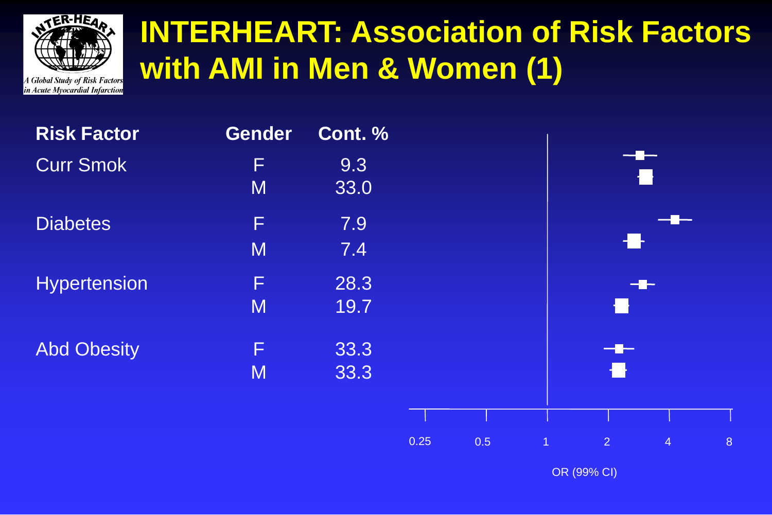# INTERHEART: Association of Risk Factors with AMI in Men & Women (1)

| Risk Factor | Gender | Cont. % |
|---|---|---|
| Curr Smok | F | 9.3 |
| | M | 33.0 |
| Diabetes | F | 7.9 |
| | M | 7.4 |
| Hypertension | F | 28.3 |
| | M | 19.7 |
| Abd Obesity | F | 33.3 |
| | M | 33.3 |

0.25 0.5 1 2 4 8

OR (99% CI)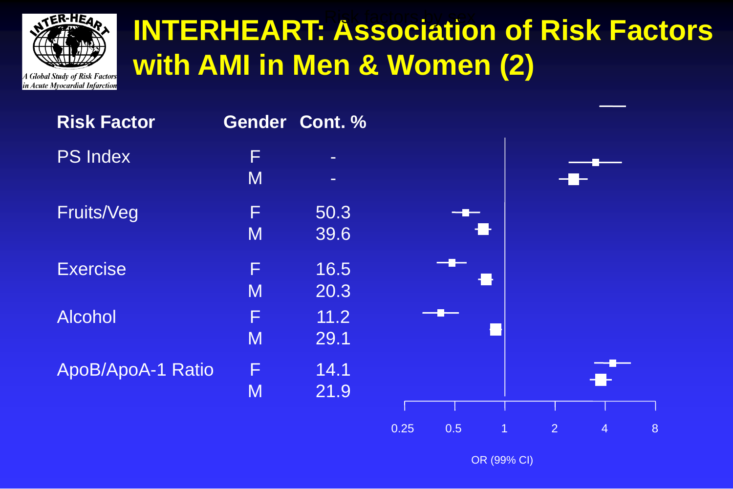# INTERHEART: Association of Risk Factors with AMI in Men & Women (2)

| Risk Factor | Gender | Cont. % |
| --- | --- | --- |
| PS Index | F | - |
| | M | - |
| Fruits/Veg | F | 50.3 |
| | M | 39.6 |
| Exercise | F | 16.5 |
| | M | 20.3 |
| Alcohol | F | 11.2 |
| | M | 29.1 |
| ApoB/ApoA-1 Ratio | F | 14.1 |
| | M | 21.9 |

0.25 0.5 1 2 4 8

OR (99% CI)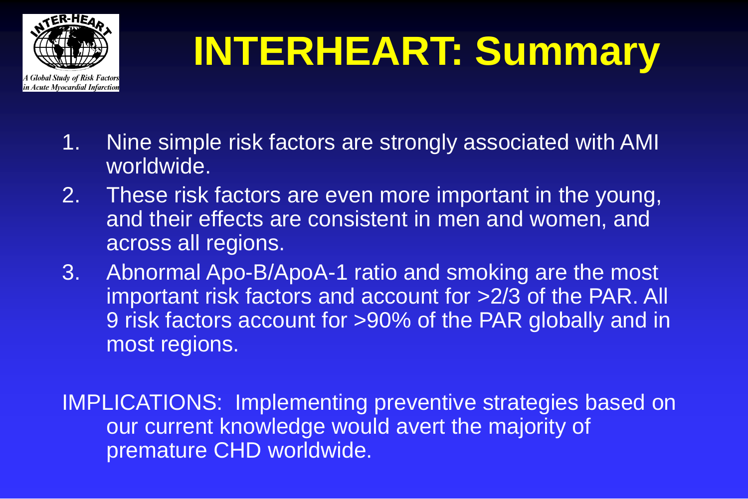# INTERHEART: Summary

1. Nine simple risk factors are strongly associated with AMI worldwide.
2. These risk factors are even more important in the young, and their effects are consistent in men and women, and across all regions.
3. Abnormal Apo-B/ApoA-1 ratio and smoking are the most important risk factors and account for >2/3 of the PAR. All 9 risk factors account for >90% of the PAR globally and in most regions.

IMPLICATIONS: Implementing preventive strategies based on our current knowledge would avert the majority of premature CHD worldwide.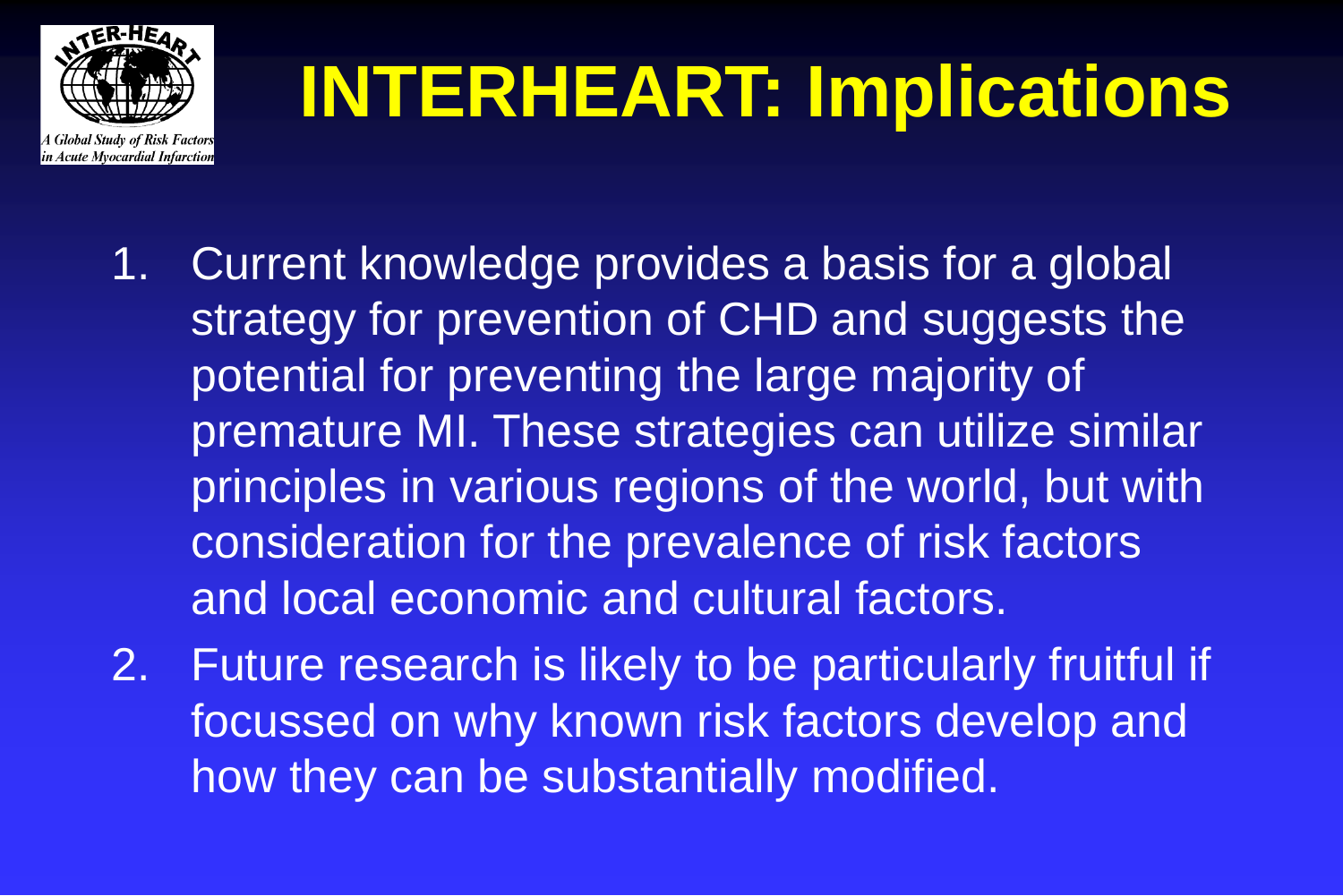# INTERHEART: Implications

1. Current knowledge provides a basis for a global strategy for prevention of CHD and suggests the potential for preventing the large majority of premature MI. These strategies can utilize similar principles in various regions of the world, but with consideration for the prevalence of risk factors and local economic and cultural factors.
2. Future research is likely to be particularly fruitful if focussed on why known risk factors develop and how they can be substantially modified.